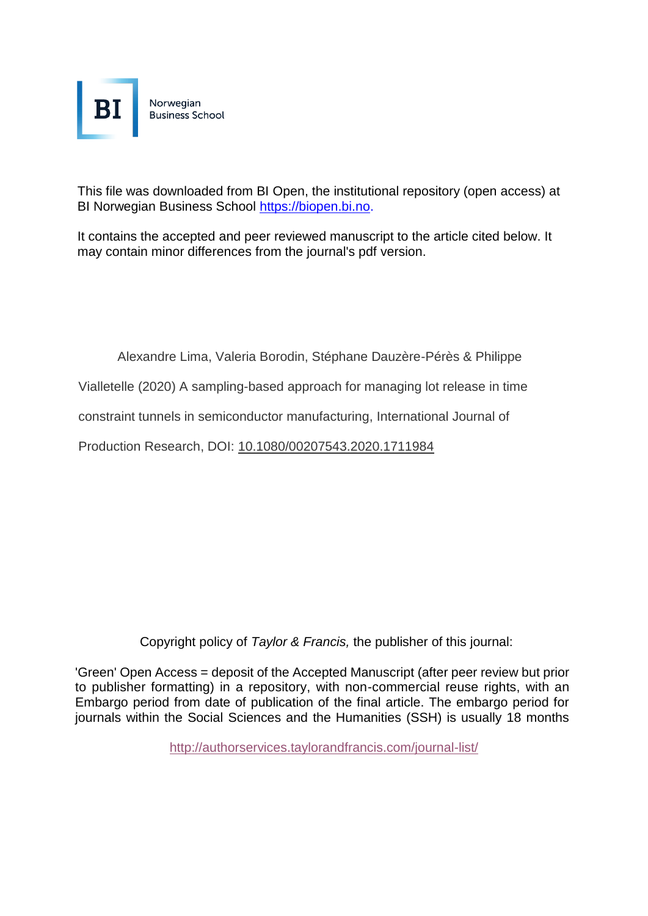BI Norwegian Business School

This file was downloaded from BI Open, the institutional repository (open access) at BI Norwegian Business School https://biopen.bi.no.

It contains the accepted and peer reviewed manuscript to the article cited below. It may contain minor differences from the journal's pdf version.

Alexandre Lima, Valeria Borodin, Stéphane Dauzère-Pérès & Philippe Vialletelle (2020) A sampling-based approach for managing lot release in time constraint tunnels in semiconductor manufacturing, International Journal of Production Research, DOI: 10.1080/00207543.2020.1711984

Copyright policy of *Taylor & Francis,* the publisher of this journal:

'Green' Open Access = deposit of the Accepted Manuscript (after peer review but prior to publisher formatting) in a repository, with non-commercial reuse rights, with an Embargo period from date of publication of the final article. The embargo period for journals within the Social Sciences and the Humanities (SSH) is usually 18 months

http://authorservices.taylorandfrancis.com/journal-list/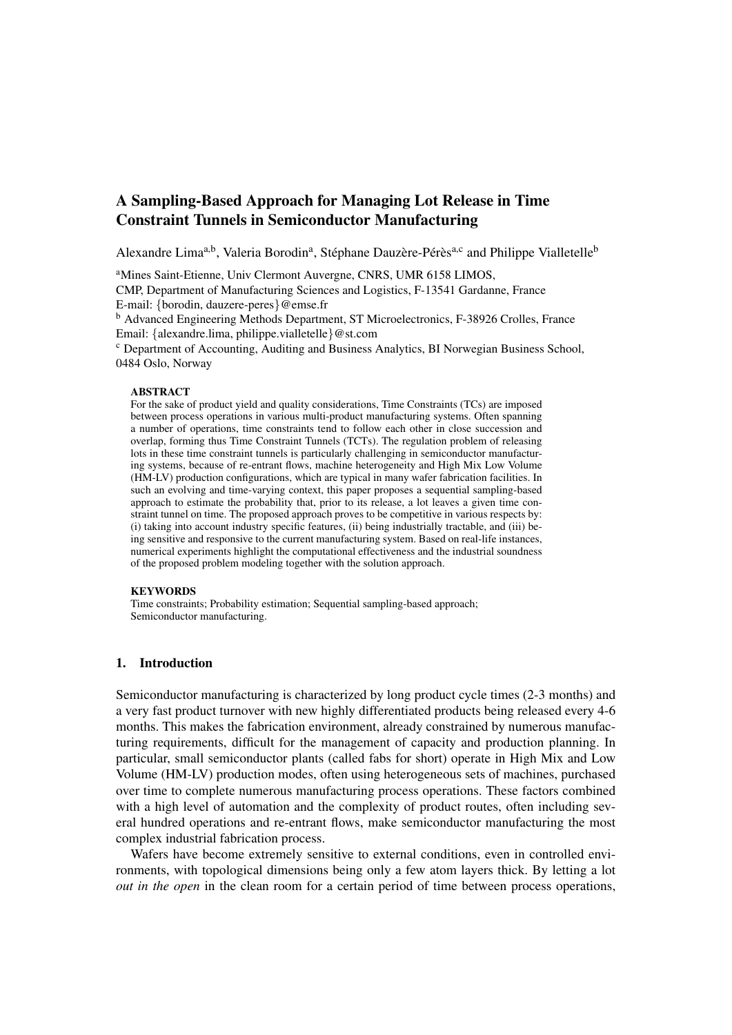# A Sampling-Based Approach for Managing Lot Release in Time Constraint Tunnels in Semiconductor Manufacturing

Alexandre Lima[a,b], Valeria Borodin[a], Stéphane Dauzère-Pérès[a,c] and Philippe Vialletelle[b]

[a]Mines Saint-Etienne, Univ Clermont Auvergne, CNRS, UMR 6158 LIMOS,
CMP, Department of Manufacturing Sciences and Logistics, F-13541 Gardanne, France
E-mail: {borodin, dauzere-peres}@emse.fr

[b] Advanced Engineering Methods Department, ST Microelectronics, F-38926 Crolles, France
Email: {alexandre.lima, philippe.vialletelle}@st.com

[c] Department of Accounting, Auditing and Business Analytics, BI Norwegian Business School, 0484 Oslo, Norway

**ABSTRACT**

For the sake of product yield and quality considerations, Time Constraints (TCs) are imposed between process operations in various multi-product manufacturing systems. Often spanning a number of operations, time constraints tend to follow each other in close succession and overlap, forming thus Time Constraint Tunnels (TCTs). The regulation problem of releasing lots in these time constraint tunnels is particularly challenging in semiconductor manufacturing systems, because of re-entrant flows, machine heterogeneity and High Mix Low Volume (HM-LV) production configurations, which are typical in many wafer fabrication facilities. In such an evolving and time-varying context, this paper proposes a sequential sampling-based approach to estimate the probability that, prior to its release, a lot leaves a given time constraint tunnel on time. The proposed approach proves to be competitive in various respects by: (i) taking into account industry specific features, (ii) being industrially tractable, and (iii) being sensitive and responsive to the current manufacturing system. Based on real-life instances, numerical experiments highlight the computational effectiveness and the industrial soundness of the proposed problem modeling together with the solution approach.

**KEYWORDS**

Time constraints; Probability estimation; Sequential sampling-based approach; Semiconductor manufacturing.

## 1. Introduction

Semiconductor manufacturing is characterized by long product cycle times (2-3 months) and a very fast product turnover with new highly differentiated products being released every 4-6 months. This makes the fabrication environment, already constrained by numerous manufacturing requirements, difficult for the management of capacity and production planning. In particular, small semiconductor plants (called fabs for short) operate in High Mix and Low Volume (HM-LV) production modes, often using heterogeneous sets of machines, purchased over time to complete numerous manufacturing process operations. These factors combined with a high level of automation and the complexity of product routes, often including several hundred operations and re-entrant flows, make semiconductor manufacturing the most complex industrial fabrication process.

Wafers have become extremely sensitive to external conditions, even in controlled environments, with topological dimensions being only a few atom layers thick. By letting a lot *out in the open* in the clean room for a certain period of time between process operations,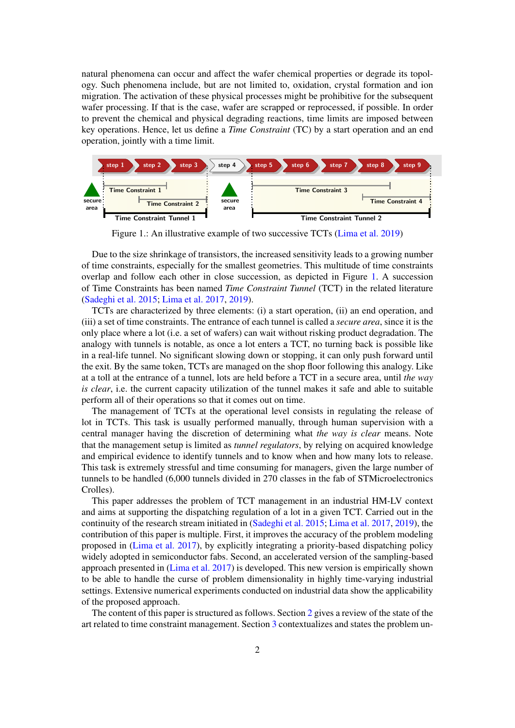natural phenomena can occur and affect the wafer chemical properties or degrade its topology. Such phenomena include, but are not limited to, oxidation, crystal formation and ion migration. The activation of these physical processes might be prohibitive for the subsequent wafer processing. If that is the case, wafer are scrapped or reprocessed, if possible. In order to prevent the chemical and physical degrading reactions, time limits are imposed between key operations. Hence, let us define a *Time Constraint* (TC) by a start operation and an end operation, jointly with a time limit.

Figure 1.: An illustrative example of two successive TCTs (Lima et al. 2019)

Due to the size shrinkage of transistors, the increased sensitivity leads to a growing number of time constraints, especially for the smallest geometries. This multitude of time constraints overlap and follow each other in close succession, as depicted in Figure 1. A succession of Time Constraints has been named *Time Constraint Tunnel* (TCT) in the related literature (Sadeghi et al. 2015; Lima et al. 2017, 2019).

TCTs are characterized by three elements: (i) a start operation, (ii) an end operation, and (iii) a set of time constraints. The entrance of each tunnel is called a *secure area*, since it is the only place where a lot (i.e. a set of wafers) can wait without risking product degradation. The analogy with tunnels is notable, as once a lot enters a TCT, no turning back is possible like in a real-life tunnel. No significant slowing down or stopping, it can only push forward until the exit. By the same token, TCTs are managed on the shop floor following this analogy. Like at a toll at the entrance of a tunnel, lots are held before a TCT in a secure area, until *the way is clear*, i.e. the current capacity utilization of the tunnel makes it safe and able to suitable perform all of their operations so that it comes out on time.

The management of TCTs at the operational level consists in regulating the release of lot in TCTs. This task is usually performed manually, through human supervision with a central manager having the discretion of determining what *the way is clear* means. Note that the management setup is limited as *tunnel regulators*, by relying on acquired knowledge and empirical evidence to identify tunnels and to know when and how many lots to release. This task is extremely stressful and time consuming for managers, given the large number of tunnels to be handled (6,000 tunnels divided in 270 classes in the fab of STMicroelectronics Crolles).

This paper addresses the problem of TCT management in an industrial HM-LV context and aims at supporting the dispatching regulation of a lot in a given TCT. Carried out in the continuity of the research stream initiated in (Sadeghi et al. 2015; Lima et al. 2017, 2019), the contribution of this paper is multiple. First, it improves the accuracy of the problem modeling proposed in (Lima et al. 2017), by explicitly integrating a priority-based dispatching policy widely adopted in semiconductor fabs. Second, an accelerated version of the sampling-based approach presented in (Lima et al. 2017) is developed. This new version is empirically shown to be able to handle the curse of problem dimensionality in highly time-varying industrial settings. Extensive numerical experiments conducted on industrial data show the applicability of the proposed approach.

The content of this paper is structured as follows. Section 2 gives a review of the state of the art related to time constraint management. Section 3 contextualizes and states the problem un-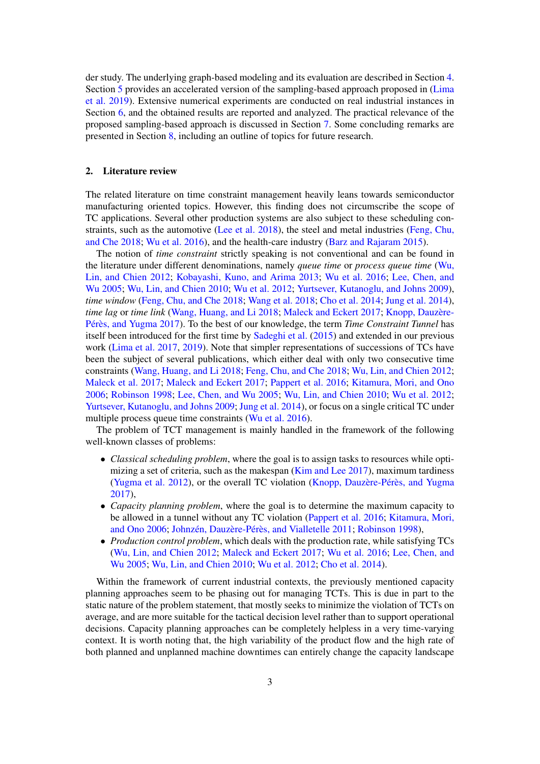der study. The underlying graph-based modeling and its evaluation are described in Section 4. Section 5 provides an accelerated version of the sampling-based approach proposed in (Lima et al. 2019). Extensive numerical experiments are conducted on real industrial instances in Section 6, and the obtained results are reported and analyzed. The practical relevance of the proposed sampling-based approach is discussed in Section 7. Some concluding remarks are presented in Section 8, including an outline of topics for future research.

## 2. Literature review

The related literature on time constraint management heavily leans towards semiconductor manufacturing oriented topics. However, this finding does not circumscribe the scope of TC applications. Several other production systems are also subject to these scheduling constraints, such as the automotive (Lee et al. 2018), the steel and metal industries (Feng, Chu, and Che 2018; Wu et al. 2016), and the health-care industry (Barz and Rajaram 2015).

The notion of *time constraint* strictly speaking is not conventional and can be found in the literature under different denominations, namely *queue time* or *process queue time* (Wu, Lin, and Chien 2012; Kobayashi, Kuno, and Arima 2013; Wu et al. 2016; Lee, Chen, and Wu 2005; Wu, Lin, and Chien 2010; Wu et al. 2012; Yurtsever, Kutanoglu, and Johns 2009), *time window* (Feng, Chu, and Che 2018; Wang et al. 2018; Cho et al. 2014; Jung et al. 2014), *time lag* or *time link* (Wang, Huang, and Li 2018; Maleck and Eckert 2017; Knopp, Dauzère-Pérès, and Yugma 2017). To the best of our knowledge, the term *Time Constraint Tunnel* has itself been introduced for the first time by Sadeghi et al. (2015) and extended in our previous work (Lima et al. 2017, 2019). Note that simpler representations of successions of TCs have been the subject of several publications, which either deal with only two consecutive time constraints (Wang, Huang, and Li 2018; Feng, Chu, and Che 2018; Wu, Lin, and Chien 2012; Maleck et al. 2017; Maleck and Eckert 2017; Pappert et al. 2016; Kitamura, Mori, and Ono 2006; Robinson 1998; Lee, Chen, and Wu 2005; Wu, Lin, and Chien 2010; Wu et al. 2012; Yurtsever, Kutanoglu, and Johns 2009; Jung et al. 2014), or focus on a single critical TC under multiple process queue time constraints (Wu et al. 2016).

The problem of TCT management is mainly handled in the framework of the following well-known classes of problems:

- *Classical scheduling problem*, where the goal is to assign tasks to resources while optimizing a set of criteria, such as the makespan (Kim and Lee 2017), maximum tardiness (Yugma et al. 2012), or the overall TC violation (Knopp, Dauzère-Pérès, and Yugma 2017),
- *Capacity planning problem*, where the goal is to determine the maximum capacity to be allowed in a tunnel without any TC violation (Pappert et al. 2016; Kitamura, Mori, and Ono 2006; Johnzén, Dauzère-Pérès, and Vialletelle 2011; Robinson 1998),
- *Production control problem*, which deals with the production rate, while satisfying TCs (Wu, Lin, and Chien 2012; Maleck and Eckert 2017; Wu et al. 2016; Lee, Chen, and Wu 2005; Wu, Lin, and Chien 2010; Wu et al. 2012; Cho et al. 2014).

Within the framework of current industrial contexts, the previously mentioned capacity planning approaches seem to be phasing out for managing TCTs. This is due in part to the static nature of the problem statement, that mostly seeks to minimize the violation of TCTs on average, and are more suitable for the tactical decision level rather than to support operational decisions. Capacity planning approaches can be completely helpless in a very time-varying context. It is worth noting that, the high variability of the product flow and the high rate of both planned and unplanned machine downtimes can entirely change the capacity landscape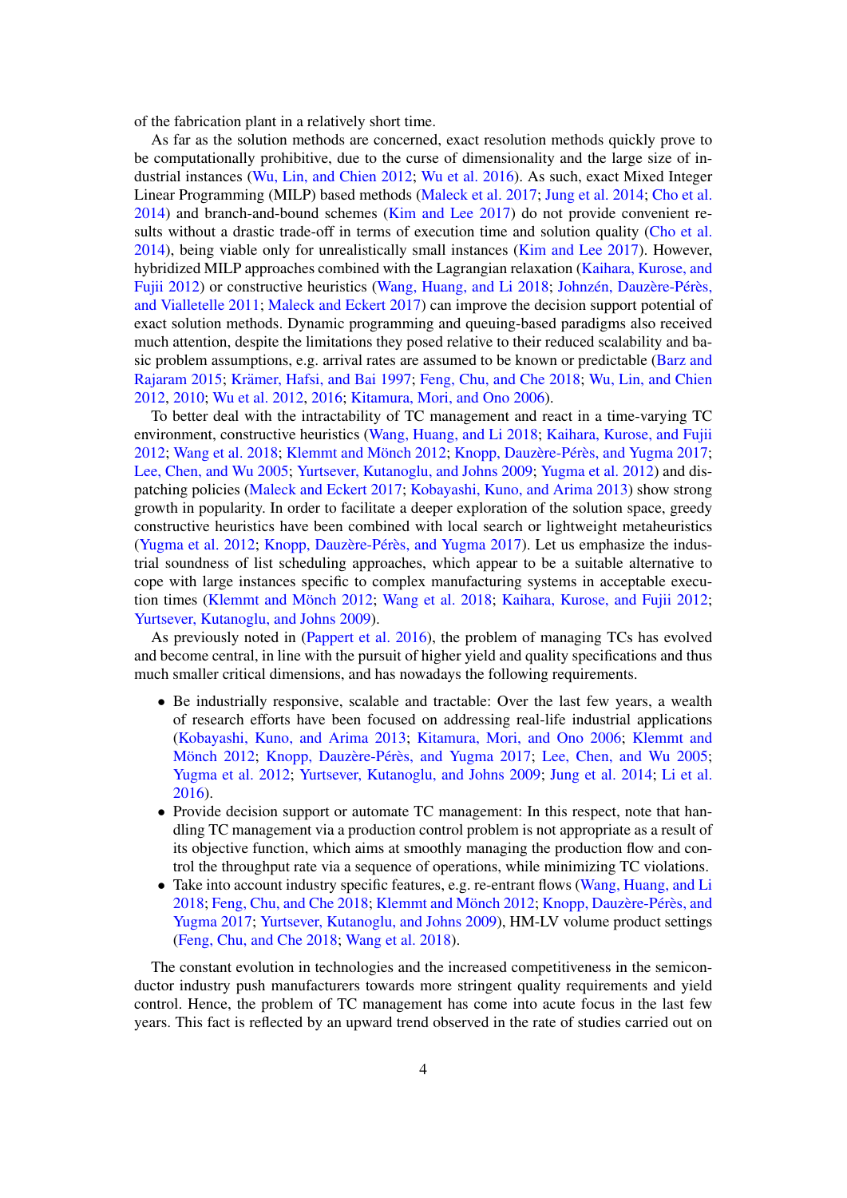of the fabrication plant in a relatively short time.

As far as the solution methods are concerned, exact resolution methods quickly prove to be computationally prohibitive, due to the curse of dimensionality and the large size of industrial instances (Wu, Lin, and Chien 2012; Wu et al. 2016). As such, exact Mixed Integer Linear Programming (MILP) based methods (Maleck et al. 2017; Jung et al. 2014; Cho et al. 2014) and branch-and-bound schemes (Kim and Lee 2017) do not provide convenient results without a drastic trade-off in terms of execution time and solution quality (Cho et al. 2014), being viable only for unrealistically small instances (Kim and Lee 2017). However, hybridized MILP approaches combined with the Lagrangian relaxation (Kaihara, Kurose, and Fujii 2012) or constructive heuristics (Wang, Huang, and Li 2018; Johnzén, Dauzère-Pérès, and Vialletelle 2011; Maleck and Eckert 2017) can improve the decision support potential of exact solution methods. Dynamic programming and queuing-based paradigms also received much attention, despite the limitations they posed relative to their reduced scalability and basic problem assumptions, e.g. arrival rates are assumed to be known or predictable (Barz and Rajaram 2015; Krämer, Hafsi, and Bai 1997; Feng, Chu, and Che 2018; Wu, Lin, and Chien 2012, 2010; Wu et al. 2012, 2016; Kitamura, Mori, and Ono 2006).

To better deal with the intractability of TC management and react in a time-varying TC environment, constructive heuristics (Wang, Huang, and Li 2018; Kaihara, Kurose, and Fujii 2012; Wang et al. 2018; Klemmt and Mönch 2012; Knopp, Dauzère-Pérès, and Yugma 2017; Lee, Chen, and Wu 2005; Yurtsever, Kutanoglu, and Johns 2009; Yugma et al. 2012) and dispatching policies (Maleck and Eckert 2017; Kobayashi, Kuno, and Arima 2013) show strong growth in popularity. In order to facilitate a deeper exploration of the solution space, greedy constructive heuristics have been combined with local search or lightweight metaheuristics (Yugma et al. 2012; Knopp, Dauzère-Pérès, and Yugma 2017). Let us emphasize the industrial soundness of list scheduling approaches, which appear to be a suitable alternative to cope with large instances specific to complex manufacturing systems in acceptable execution times (Klemmt and Mönch 2012; Wang et al. 2018; Kaihara, Kurose, and Fujii 2012; Yurtsever, Kutanoglu, and Johns 2009).

As previously noted in (Pappert et al. 2016), the problem of managing TCs has evolved and become central, in line with the pursuit of higher yield and quality specifications and thus much smaller critical dimensions, and has nowadays the following requirements.

- Be industrially responsive, scalable and tractable: Over the last few years, a wealth of research efforts have been focused on addressing real-life industrial applications (Kobayashi, Kuno, and Arima 2013; Kitamura, Mori, and Ono 2006; Klemmt and Mönch 2012; Knopp, Dauzère-Pérès, and Yugma 2017; Lee, Chen, and Wu 2005; Yugma et al. 2012; Yurtsever, Kutanoglu, and Johns 2009; Jung et al. 2014; Li et al. 2016).
- Provide decision support or automate TC management: In this respect, note that handling TC management via a production control problem is not appropriate as a result of its objective function, which aims at smoothly managing the production flow and control the throughput rate via a sequence of operations, while minimizing TC violations.
- Take into account industry specific features, e.g. re-entrant flows (Wang, Huang, and Li 2018; Feng, Chu, and Che 2018; Klemmt and Mönch 2012; Knopp, Dauzère-Pérès, and Yugma 2017; Yurtsever, Kutanoglu, and Johns 2009), HM-LV volume product settings (Feng, Chu, and Che 2018; Wang et al. 2018).

The constant evolution in technologies and the increased competitiveness in the semiconductor industry push manufacturers towards more stringent quality requirements and yield control. Hence, the problem of TC management has come into acute focus in the last few years. This fact is reflected by an upward trend observed in the rate of studies carried out on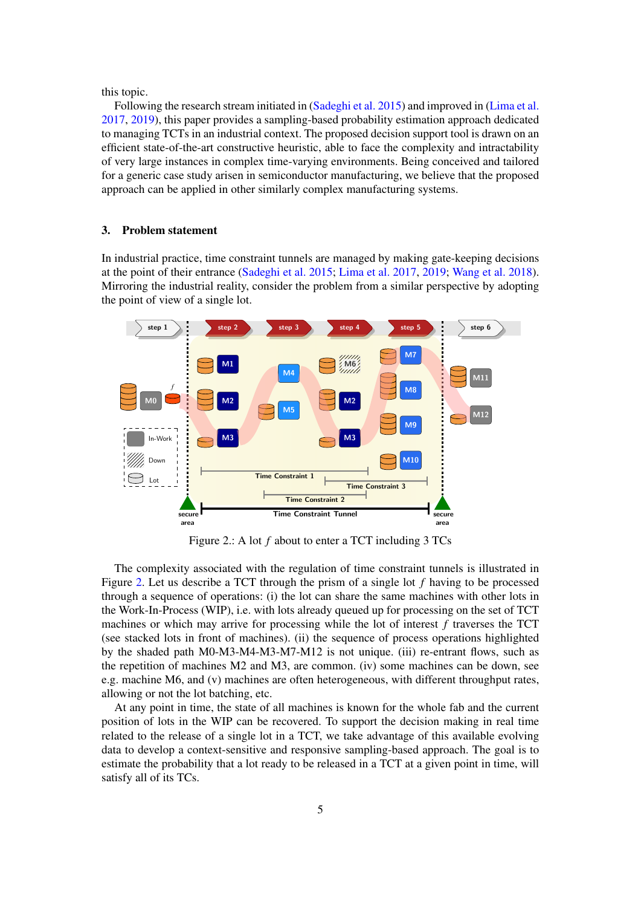this topic.

Following the research stream initiated in (Sadeghi et al. 2015) and improved in (Lima et al. 2017, 2019), this paper provides a sampling-based probability estimation approach dedicated to managing TCTs in an industrial context. The proposed decision support tool is drawn on an efficient state-of-the-art constructive heuristic, able to face the complexity and intractability of very large instances in complex time-varying environments. Being conceived and tailored for a generic case study arisen in semiconductor manufacturing, we believe that the proposed approach can be applied in other similarly complex manufacturing systems.

## 3. Problem statement

In industrial practice, time constraint tunnels are managed by making gate-keeping decisions at the point of their entrance (Sadeghi et al. 2015; Lima et al. 2017, 2019; Wang et al. 2018). Mirroring the industrial reality, consider the problem from a similar perspective by adopting the point of view of a single lot.

Figure 2.: A lot $f$ about to enter a TCT including 3 TCs

The complexity associated with the regulation of time constraint tunnels is illustrated in Figure 2. Let us describe a TCT through the prism of a single lot $f$ having to be processed through a sequence of operations: (i) the lot can share the same machines with other lots in the Work-In-Process (WIP), i.e. with lots already queued up for processing on the set of TCT machines or which may arrive for processing while the lot of interest $f$ traverses the TCT (see stacked lots in front of machines). (ii) the sequence of process operations highlighted by the shaded path M0-M3-M4-M3-M7-M12 is not unique. (iii) re-entrant flows, such as the repetition of machines M2 and M3, are common. (iv) some machines can be down, see e.g. machine M6, and (v) machines are often heterogeneous, with different throughput rates, allowing or not the lot batching, etc.

At any point in time, the state of all machines is known for the whole fab and the current position of lots in the WIP can be recovered. To support the decision making in real time related to the release of a single lot in a TCT, we take advantage of this available evolving data to develop a context-sensitive and responsive sampling-based approach. The goal is to estimate the probability that a lot ready to be released in a TCT at a given point in time, will satisfy all of its TCs.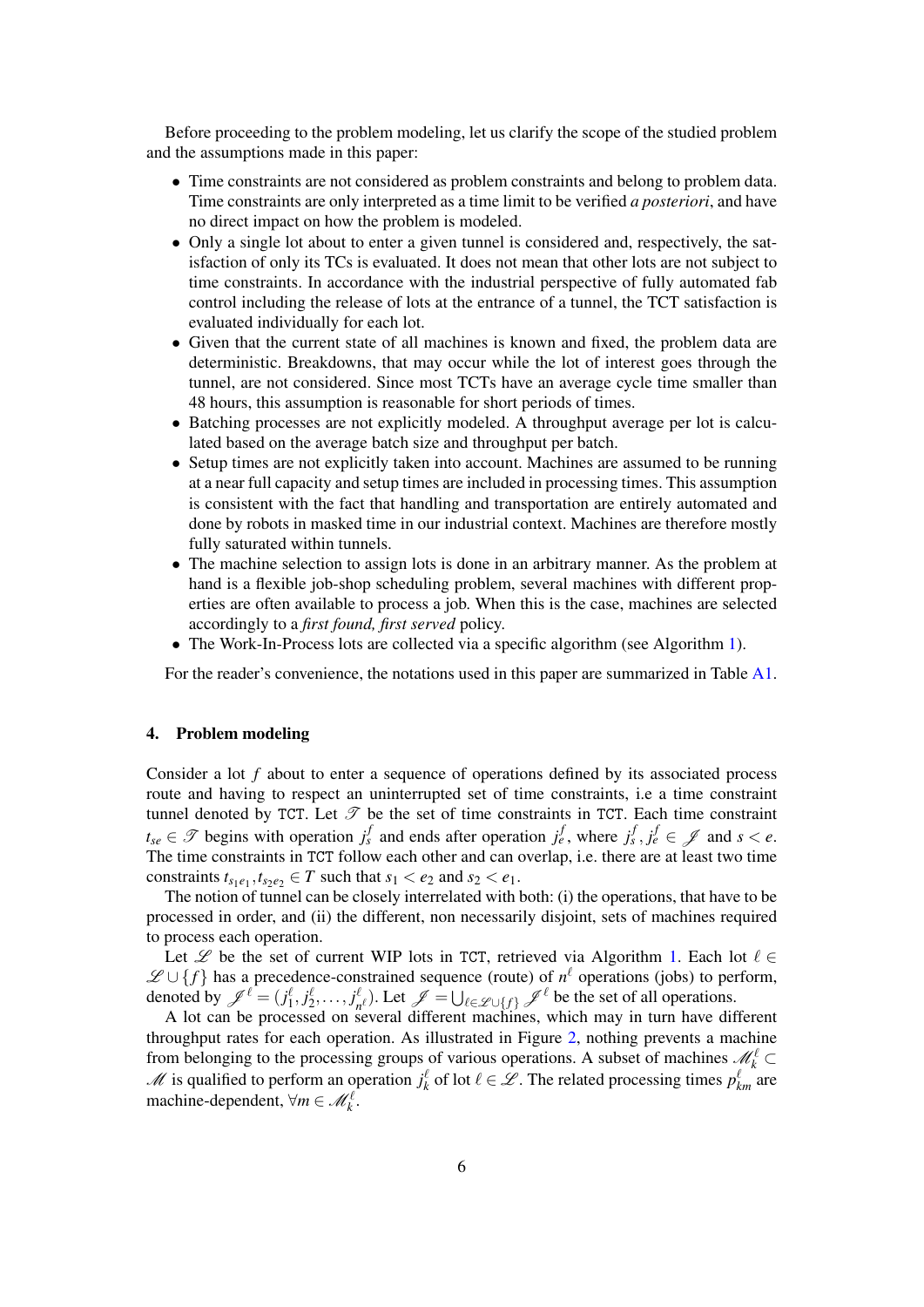Before proceeding to the problem modeling, let us clarify the scope of the studied problem and the assumptions made in this paper:

- Time constraints are not considered as problem constraints and belong to problem data. Time constraints are only interpreted as a time limit to be verified *a posteriori*, and have no direct impact on how the problem is modeled.
- Only a single lot about to enter a given tunnel is considered and, respectively, the satisfaction of only its TCs is evaluated. It does not mean that other lots are not subject to time constraints. In accordance with the industrial perspective of fully automated fab control including the release of lots at the entrance of a tunnel, the TCT satisfaction is evaluated individually for each lot.
- Given that the current state of all machines is known and fixed, the problem data are deterministic. Breakdowns, that may occur while the lot of interest goes through the tunnel, are not considered. Since most TCTs have an average cycle time smaller than 48 hours, this assumption is reasonable for short periods of times.
- Batching processes are not explicitly modeled. A throughput average per lot is calculated based on the average batch size and throughput per batch.
- Setup times are not explicitly taken into account. Machines are assumed to be running at a near full capacity and setup times are included in processing times. This assumption is consistent with the fact that handling and transportation are entirely automated and done by robots in masked time in our industrial context. Machines are therefore mostly fully saturated within tunnels.
- The machine selection to assign lots is done in an arbitrary manner. As the problem at hand is a flexible job-shop scheduling problem, several machines with different properties are often available to process a job. When this is the case, machines are selected accordingly to a *first found, first served* policy.
- The Work-In-Process lots are collected via a specific algorithm (see Algorithm 1).

For the reader's convenience, the notations used in this paper are summarized in Table A1.

## 4. Problem modeling

Consider a lot $f$ about to enter a sequence of operations defined by its associated process route and having to respect an uninterrupted set of time constraints, i.e a time constraint tunnel denoted by TCT. Let $\mathscr{T}$ be the set of time constraints in TCT. Each time constraint $t_{se} \in \mathscr{T}$ begins with operation $j_s^f$ and ends after operation $j_e^f$, where $j_s^f, j_e^f \in \mathscr{J}$ and $s < e$. The time constraints in TCT follow each other and can overlap, i.e. there are at least two time constraints $t_{s_1e_1}, t_{s_2e_2} \in T$ such that $s_1 < e_2$ and $s_2 < e_1$.

The notion of tunnel can be closely interrelated with both: (i) the operations, that have to be processed in order, and (ii) the different, non necessarily disjoint, sets of machines required to process each operation.

Let $\mathscr{L}$ be the set of current WIP lots in TCT, retrieved via Algorithm 1. Each lot $\ell \in \mathscr{L} \cup \{f\}$ has a precedence-constrained sequence (route) of $n^\ell$ operations (jobs) to perform, denoted by $\mathscr{J}^\ell = (j_1^\ell, j_2^\ell, \ldots, j_{n^\ell}^\ell)$. Let $\mathscr{J} = \bigcup_{\ell \in \mathscr{L} \cup \{f\}} \mathscr{J}^\ell$ be the set of all operations.

A lot can be processed on several different machines, which may in turn have different throughput rates for each operation. As illustrated in Figure 2, nothing prevents a machine from belonging to the processing groups of various operations. A subset of machines $\mathscr{M}_k^\ell \subset \mathscr{M}$ is qualified to perform an operation $j_k^\ell$ of lot $\ell \in \mathscr{L}$. The related processing times $p_{km}^\ell$ are machine-dependent, $\forall m \in \mathscr{M}_k^\ell$.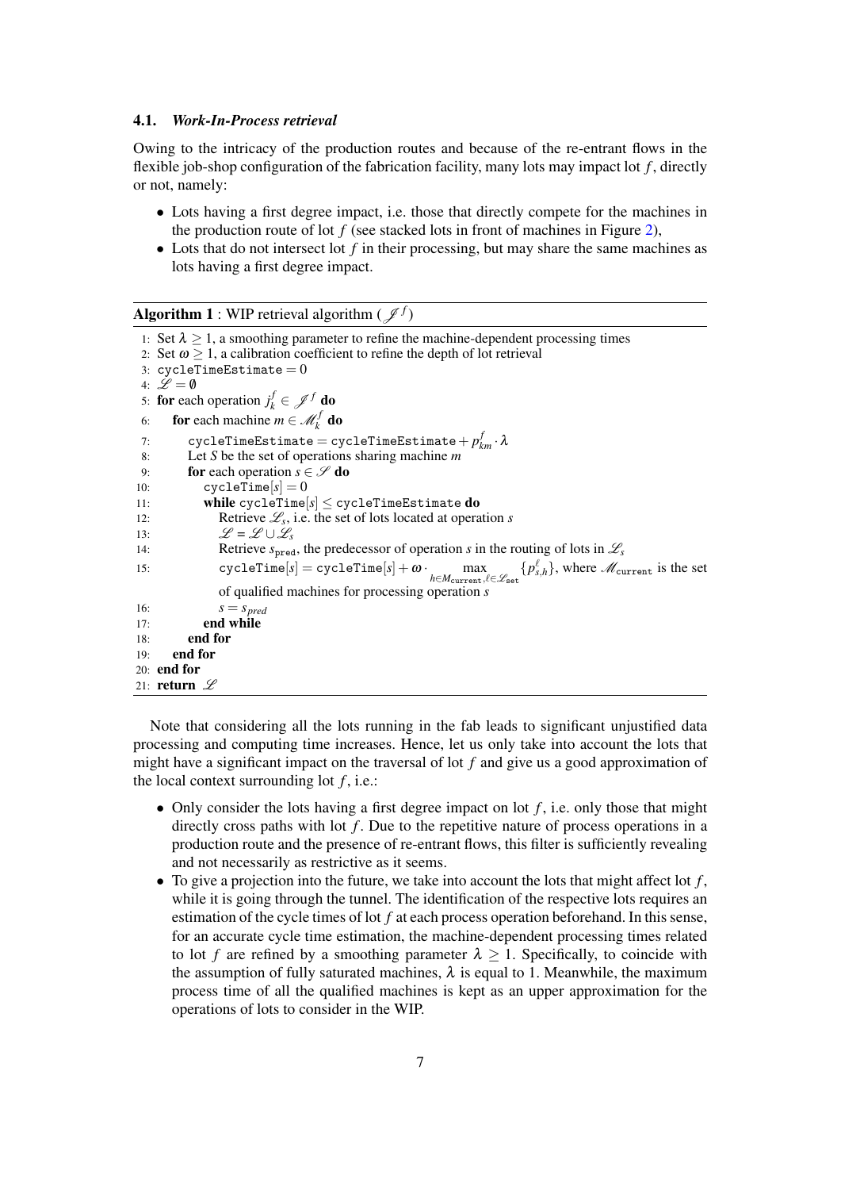### 4.1. *Work-In-Process retrieval*

Owing to the intricacy of the production routes and because of the re-entrant flows in the flexible job-shop configuration of the fabrication facility, many lots may impact lot $f$, directly or not, namely:

- Lots having a first degree impact, i.e. those that directly compete for the machines in the production route of lot $f$ (see stacked lots in front of machines in Figure 2),
- Lots that do not intersect lot $f$ in their processing, but may share the same machines as lots having a first degree impact.

**Algorithm 1** : WIP retrieval algorithm ($\mathscr{J}^f$)

```
1: Set λ ≥ 1, a smoothing parameter to refine the machine-dependent processing times
2: Set ω ≥ 1, a calibration coefficient to refine the depth of lot retrieval
3: cycleTimeEstimate = 0
4: 𝓛 = ∅
5: for each operation j_k^f ∈ 𝒥^f do
6:     for each machine m ∈ 𝓜_k^f do
7:         cycleTimeEstimate = cycleTimeEstimate + p_{km}^f · λ
8:         Let S be the set of operations sharing machine m
9:         for each operation s ∈ 𝒮 do
10:            cycleTime[s] = 0
11:            while cycleTime[s] ≤ cycleTimeEstimate do
12:                Retrieve 𝓛_s, i.e. the set of lots located at operation s
13:                𝓛 = 𝓛 ∪ 𝓛_s
14:                Retrieve s_pred, the predecessor of operation s in the routing of lots in 𝓛_s
15:                cycleTime[s] = cycleTime[s] + ω · max_{h∈M_current, ℓ∈𝓛_set} {p_{s,h}^ℓ}, where 𝓜_current is the set
                   of qualified machines for processing operation s
16:                s = s_pred
17:            end while
18:        end for
19:    end for
20: end for
21: return 𝓛
```

Note that considering all the lots running in the fab leads to significant unjustified data processing and computing time increases. Hence, let us only take into account the lots that might have a significant impact on the traversal of lot $f$ and give us a good approximation of the local context surrounding lot $f$, i.e.:

- Only consider the lots having a first degree impact on lot $f$, i.e. only those that might directly cross paths with lot $f$. Due to the repetitive nature of process operations in a production route and the presence of re-entrant flows, this filter is sufficiently revealing and not necessarily as restrictive as it seems.
- To give a projection into the future, we take into account the lots that might affect lot $f$, while it is going through the tunnel. The identification of the respective lots requires an estimation of the cycle times of lot $f$ at each process operation beforehand. In this sense, for an accurate cycle time estimation, the machine-dependent processing times related to lot $f$ are refined by a smoothing parameter $\lambda \geq 1$. Specifically, to coincide with the assumption of fully saturated machines, $\lambda$ is equal to 1. Meanwhile, the maximum process time of all the qualified machines is kept as an upper approximation for the operations of lots to consider in the WIP.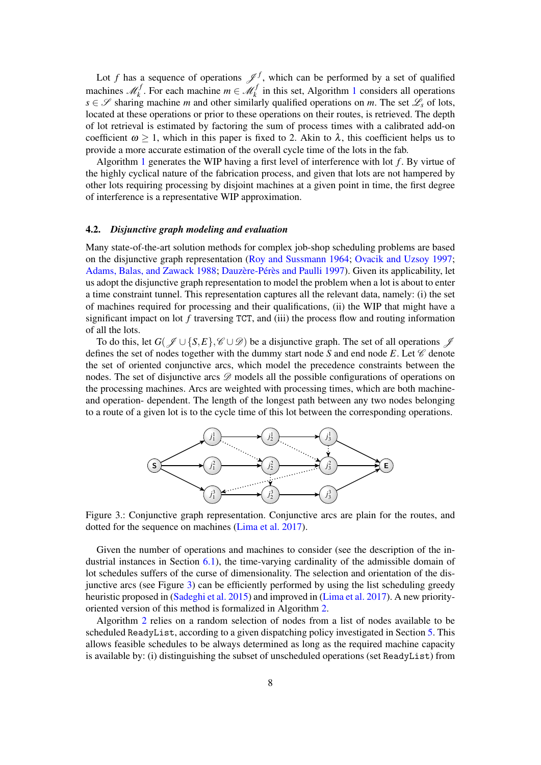Lot $f$ has a sequence of operations $\mathscr{J}^f$, which can be performed by a set of qualified machines $\mathscr{M}_k^f$. For each machine $m \in \mathscr{M}_k^f$ in this set, Algorithm 1 considers all operations $s \in \mathscr{S}$ sharing machine $m$ and other similarly qualified operations on $m$. The set $\mathscr{L}_s$ of lots, located at these operations or prior to these operations on their routes, is retrieved. The depth of lot retrieval is estimated by factoring the sum of process times with a calibrated add-on coefficient $\omega \geq 1$, which in this paper is fixed to 2. Akin to $\lambda$, this coefficient helps us to provide a more accurate estimation of the overall cycle time of the lots in the fab.

Algorithm 1 generates the WIP having a first level of interference with lot $f$. By virtue of the highly cyclical nature of the fabrication process, and given that lots are not hampered by other lots requiring processing by disjoint machines at a given point in time, the first degree of interference is a representative WIP approximation.

### 4.2. *Disjunctive graph modeling and evaluation*

Many state-of-the-art solution methods for complex job-shop scheduling problems are based on the disjunctive graph representation (Roy and Sussmann 1964; Ovacik and Uzsoy 1997; Adams, Balas, and Zawack 1988; Dauzère-Pérès and Paulli 1997). Given its applicability, let us adopt the disjunctive graph representation to model the problem when a lot is about to enter a time constraint tunnel. This representation captures all the relevant data, namely: (i) the set of machines required for processing and their qualifications, (ii) the WIP that might have a significant impact on lot $f$ traversing TCT, and (iii) the process flow and routing information of all the lots.

To do this, let $G(\mathscr{J} \cup \{S, E\}, \mathscr{C} \cup \mathscr{D})$ be a disjunctive graph. The set of all operations $\mathscr{J}$ defines the set of nodes together with the dummy start node $S$ and end node $E$. Let $\mathscr{C}$ denote the set of oriented conjunctive arcs, which model the precedence constraints between the nodes. The set of disjunctive arcs $\mathscr{D}$ models all the possible configurations of operations on the processing machines. Arcs are weighted with processing times, which are both machine- and operation- dependent. The length of the longest path between any two nodes belonging to a route of a given lot is to the cycle time of this lot between the corresponding operations.

Figure 3.: Conjunctive graph representation. Conjunctive arcs are plain for the routes, and dotted for the sequence on machines (Lima et al. 2017).

Given the number of operations and machines to consider (see the description of the industrial instances in Section 6.1), the time-varying cardinality of the admissible domain of lot schedules suffers of the curse of dimensionality. The selection and orientation of the disjunctive arcs (see Figure 3) can be efficiently performed by using the list scheduling greedy heuristic proposed in (Sadeghi et al. 2015) and improved in (Lima et al. 2017). A new priority-oriented version of this method is formalized in Algorithm 2.

Algorithm 2 relies on a random selection of nodes from a list of nodes available to be scheduled ReadyList, according to a given dispatching policy investigated in Section 5. This allows feasible schedules to be always determined as long as the required machine capacity is available by: (i) distinguishing the subset of unscheduled operations (set ReadyList) from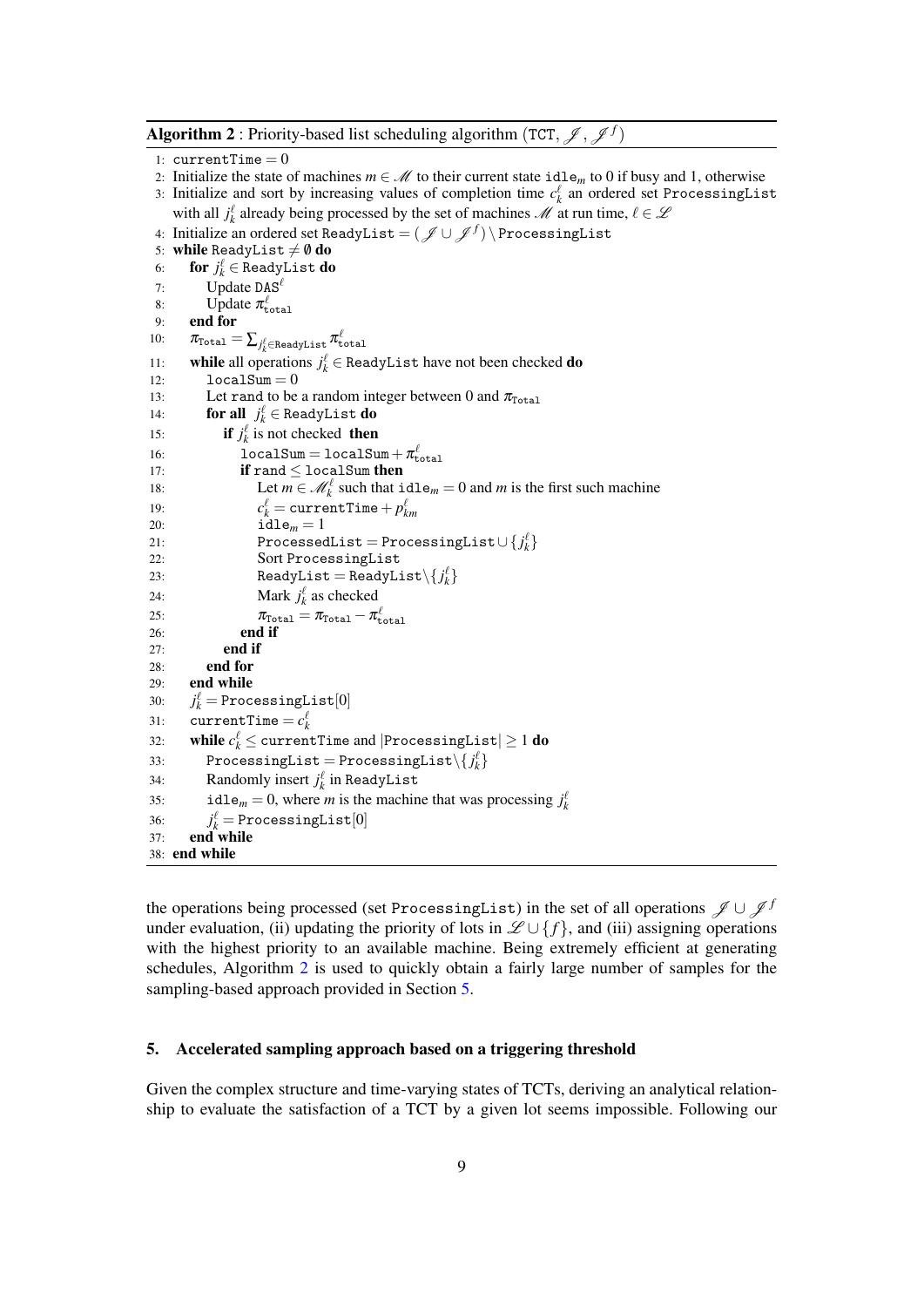**Algorithm 2** : Priority-based list scheduling algorithm ($\texttt{TCT}$, $\mathscr{J}$, $\mathscr{J}^f$)

1: $\texttt{currentTime} = 0$
2: Initialize the state of machines $m \in \mathscr{M}$ to their current state $\texttt{idle}_m$ to 0 if busy and 1, otherwise
3: Initialize and sort by increasing values of completion time $c_k^\ell$ an ordered set $\texttt{ProcessingList}$ with all $j_k^\ell$ already being processed by the set of machines $\mathscr{M}$ at run time, $\ell \in \mathscr{L}$
4: Initialize an ordered set $\texttt{ReadyList} = (\mathscr{J} \cup \mathscr{J}^f) \setminus \texttt{ProcessingList}$
5: **while** $\texttt{ReadyList} \neq \emptyset$ **do**
6: &nbsp;&nbsp;&nbsp;&nbsp;**for** $j_k^\ell \in \texttt{ReadyList}$ **do**
7: &nbsp;&nbsp;&nbsp;&nbsp;&nbsp;&nbsp;&nbsp;&nbsp;Update $\texttt{DAS}^\ell$
8: &nbsp;&nbsp;&nbsp;&nbsp;&nbsp;&nbsp;&nbsp;&nbsp;Update $\pi_{\texttt{total}}^\ell$
9: &nbsp;&nbsp;&nbsp;&nbsp;**end for**
10: &nbsp;&nbsp;&nbsp;&nbsp;$\pi_{\texttt{Total}} = \sum_{j_k^\ell \in \texttt{ReadyList}} \pi_{\texttt{total}}^\ell$
11: &nbsp;&nbsp;&nbsp;&nbsp;**while** all operations $j_k^\ell \in \texttt{ReadyList}$ have not been checked **do**
12: &nbsp;&nbsp;&nbsp;&nbsp;&nbsp;&nbsp;&nbsp;&nbsp;$\texttt{localSum} = 0$
13: &nbsp;&nbsp;&nbsp;&nbsp;&nbsp;&nbsp;&nbsp;&nbsp;Let $\texttt{rand}$ to be a random integer between 0 and $\pi_{\texttt{Total}}$
14: &nbsp;&nbsp;&nbsp;&nbsp;&nbsp;&nbsp;&nbsp;&nbsp;**for all** $j_k^\ell \in \texttt{ReadyList}$ **do**
15: &nbsp;&nbsp;&nbsp;&nbsp;&nbsp;&nbsp;&nbsp;&nbsp;&nbsp;&nbsp;&nbsp;&nbsp;**if** $j_k^\ell$ is not checked **then**
16: &nbsp;&nbsp;&nbsp;&nbsp;&nbsp;&nbsp;&nbsp;&nbsp;&nbsp;&nbsp;&nbsp;&nbsp;&nbsp;&nbsp;&nbsp;&nbsp;$\texttt{localSum} = \texttt{localSum} + \pi_{\texttt{total}}^\ell$
17: &nbsp;&nbsp;&nbsp;&nbsp;&nbsp;&nbsp;&nbsp;&nbsp;&nbsp;&nbsp;&nbsp;&nbsp;&nbsp;&nbsp;&nbsp;&nbsp;**if** $\texttt{rand} \leq \texttt{localSum}$ **then**
18: &nbsp;&nbsp;&nbsp;&nbsp;&nbsp;&nbsp;&nbsp;&nbsp;&nbsp;&nbsp;&nbsp;&nbsp;&nbsp;&nbsp;&nbsp;&nbsp;&nbsp;&nbsp;&nbsp;&nbsp;Let $m \in \mathscr{M}_k^\ell$ such that $\texttt{idle}_m = 0$ and $m$ is the first such machine
19: &nbsp;&nbsp;&nbsp;&nbsp;&nbsp;&nbsp;&nbsp;&nbsp;&nbsp;&nbsp;&nbsp;&nbsp;&nbsp;&nbsp;&nbsp;&nbsp;&nbsp;&nbsp;&nbsp;&nbsp;$c_k^\ell = \texttt{currentTime} + p_{km}^\ell$
20: &nbsp;&nbsp;&nbsp;&nbsp;&nbsp;&nbsp;&nbsp;&nbsp;&nbsp;&nbsp;&nbsp;&nbsp;&nbsp;&nbsp;&nbsp;&nbsp;&nbsp;&nbsp;&nbsp;&nbsp;$\texttt{idle}_m = 1$
21: &nbsp;&nbsp;&nbsp;&nbsp;&nbsp;&nbsp;&nbsp;&nbsp;&nbsp;&nbsp;&nbsp;&nbsp;&nbsp;&nbsp;&nbsp;&nbsp;&nbsp;&nbsp;&nbsp;&nbsp;$\texttt{ProcessedList} = \texttt{ProcessingList} \cup \{j_k^\ell\}$
22: &nbsp;&nbsp;&nbsp;&nbsp;&nbsp;&nbsp;&nbsp;&nbsp;&nbsp;&nbsp;&nbsp;&nbsp;&nbsp;&nbsp;&nbsp;&nbsp;&nbsp;&nbsp;&nbsp;&nbsp;Sort $\texttt{ProcessingList}$
23: &nbsp;&nbsp;&nbsp;&nbsp;&nbsp;&nbsp;&nbsp;&nbsp;&nbsp;&nbsp;&nbsp;&nbsp;&nbsp;&nbsp;&nbsp;&nbsp;&nbsp;&nbsp;&nbsp;&nbsp;$\texttt{ReadyList} = \texttt{ReadyList} \setminus \{j_k^\ell\}$
24: &nbsp;&nbsp;&nbsp;&nbsp;&nbsp;&nbsp;&nbsp;&nbsp;&nbsp;&nbsp;&nbsp;&nbsp;&nbsp;&nbsp;&nbsp;&nbsp;&nbsp;&nbsp;&nbsp;&nbsp;Mark $j_k^\ell$ as checked
25: &nbsp;&nbsp;&nbsp;&nbsp;&nbsp;&nbsp;&nbsp;&nbsp;&nbsp;&nbsp;&nbsp;&nbsp;&nbsp;&nbsp;&nbsp;&nbsp;&nbsp;&nbsp;&nbsp;&nbsp;$\pi_{\texttt{Total}} = \pi_{\texttt{Total}} - \pi_{\texttt{total}}^\ell$
26: &nbsp;&nbsp;&nbsp;&nbsp;&nbsp;&nbsp;&nbsp;&nbsp;&nbsp;&nbsp;&nbsp;&nbsp;&nbsp;&nbsp;&nbsp;&nbsp;**end if**
27: &nbsp;&nbsp;&nbsp;&nbsp;&nbsp;&nbsp;&nbsp;&nbsp;&nbsp;&nbsp;&nbsp;&nbsp;**end if**
28: &nbsp;&nbsp;&nbsp;&nbsp;&nbsp;&nbsp;&nbsp;&nbsp;**end for**
29: &nbsp;&nbsp;&nbsp;&nbsp;**end while**
30: &nbsp;&nbsp;&nbsp;&nbsp;$j_k^\ell = \texttt{ProcessingList}[0]$
31: &nbsp;&nbsp;&nbsp;&nbsp;$\texttt{currentTime} = c_k^\ell$
32: &nbsp;&nbsp;&nbsp;&nbsp;**while** $c_k^\ell \leq \texttt{currentTime}$ and $|\texttt{ProcessingList}| \geq 1$ **do**
33: &nbsp;&nbsp;&nbsp;&nbsp;&nbsp;&nbsp;&nbsp;&nbsp;$\texttt{ProcessingList} = \texttt{ProcessingList} \setminus \{j_k^\ell\}$
34: &nbsp;&nbsp;&nbsp;&nbsp;&nbsp;&nbsp;&nbsp;&nbsp;Randomly insert $j_k^\ell$ in $\texttt{ReadyList}$
35: &nbsp;&nbsp;&nbsp;&nbsp;&nbsp;&nbsp;&nbsp;&nbsp;$\texttt{idle}_m = 0$, where $m$ is the machine that was processing $j_k^\ell$
36: &nbsp;&nbsp;&nbsp;&nbsp;&nbsp;&nbsp;&nbsp;&nbsp;$j_k^\ell = \texttt{ProcessingList}[0]$
37: &nbsp;&nbsp;&nbsp;&nbsp;**end while**
38: **end while**

the operations being processed (set $\texttt{ProcessingList}$) in the set of all operations $\mathscr{J} \cup \mathscr{J}^f$ under evaluation, (ii) updating the priority of lots in $\mathscr{L} \cup \{f\}$, and (iii) assigning operations with the highest priority to an available machine. Being extremely efficient at generating schedules, Algorithm 2 is used to quickly obtain a fairly large number of samples for the sampling-based approach provided in Section 5.

## 5. Accelerated sampling approach based on a triggering threshold

Given the complex structure and time-varying states of TCTs, deriving an analytical relationship to evaluate the satisfaction of a TCT by a given lot seems impossible. Following our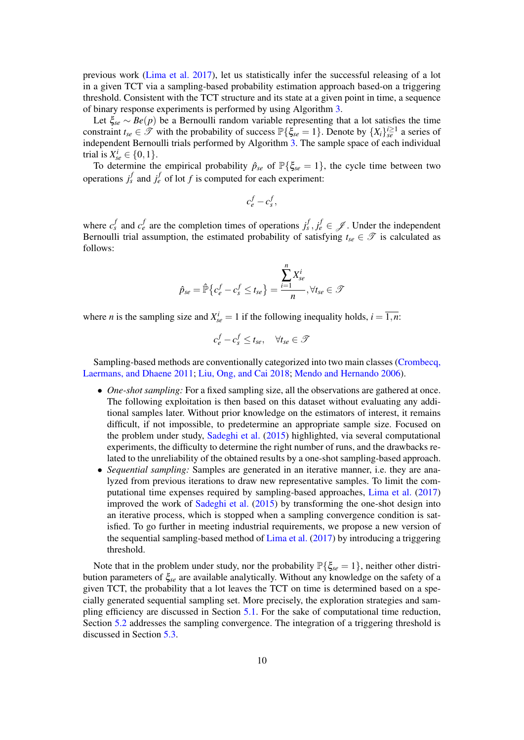previous work (Lima et al. 2017), let us statistically infer the successful releasing of a lot in a given TCT via a sampling-based probability estimation approach based-on a triggering threshold. Consistent with the TCT structure and its state at a given point in time, a sequence of binary response experiments is performed by using Algorithm 3.

Let $\xi_{se} \sim Be(p)$ be a Bernoulli random variable representing that a lot satisfies the time constraint $t_{se} \in \mathscr{T}$ with the probability of success $\mathbb{P}\{\xi_{se} = 1\}$. Denote by $\{X_i\}_{se}^{i \geq 1}$ a series of independent Bernoulli trials performed by Algorithm 3. The sample space of each individual trial is $X_{se}^i \in \{0, 1\}$.

To determine the empirical probability $\hat{p}_{se}$ of $\mathbb{P}\{\xi_{se} = 1\}$, the cycle time between two operations $j_s^f$ and $j_e^f$ of lot $f$ is computed for each experiment:

$$c_e^f - c_s^f,$$

where $c_s^f$ and $c_e^f$ are the completion times of operations $j_s^f, j_e^f \in \mathscr{J}$. Under the independent Bernoulli trial assumption, the estimated probability of satisfying $t_{se} \in \mathscr{T}$ is calculated as follows:

$$\hat{p}_{se} = \hat{\mathbb{P}}\left\{c_e^f - c_s^f \leq t_{se}\right\} = \frac{\sum_{i=1}^{n} X_{se}^i}{n}, \forall t_{se} \in \mathscr{T}$$

where $n$ is the sampling size and $X_{se}^i = 1$ if the following inequality holds, $i = \overline{1,n}$:

$$c_e^f - c_s^f \leq t_{se}, \quad \forall t_{se} \in \mathscr{T}$$

Sampling-based methods are conventionally categorized into two main classes (Crombecq, Laermans, and Dhaene 2011; Liu, Ong, and Cai 2018; Mendo and Hernando 2006).

- *One-shot sampling:* For a fixed sampling size, all the observations are gathered at once. The following exploitation is then based on this dataset without evaluating any additional samples later. Without prior knowledge on the estimators of interest, it remains difficult, if not impossible, to predetermine an appropriate sample size. Focused on the problem under study, Sadeghi et al. (2015) highlighted, via several computational experiments, the difficulty to determine the right number of runs, and the drawbacks related to the unreliability of the obtained results by a one-shot sampling-based approach.
- *Sequential sampling:* Samples are generated in an iterative manner, i.e. they are analyzed from previous iterations to draw new representative samples. To limit the computational time expenses required by sampling-based approaches, Lima et al. (2017) improved the work of Sadeghi et al. (2015) by transforming the one-shot design into an iterative process, which is stopped when a sampling convergence condition is satisfied. To go further in meeting industrial requirements, we propose a new version of the sequential sampling-based method of Lima et al. (2017) by introducing a triggering threshold.

Note that in the problem under study, nor the probability $\mathbb{P}\{\xi_{se} = 1\}$, neither other distribution parameters of $\xi_{se}$ are available analytically. Without any knowledge on the safety of a given TCT, the probability that a lot leaves the TCT on time is determined based on a specially generated sequential sampling set. More precisely, the exploration strategies and sampling efficiency are discussed in Section 5.1. For the sake of computational time reduction, Section 5.2 addresses the sampling convergence. The integration of a triggering threshold is discussed in Section 5.3.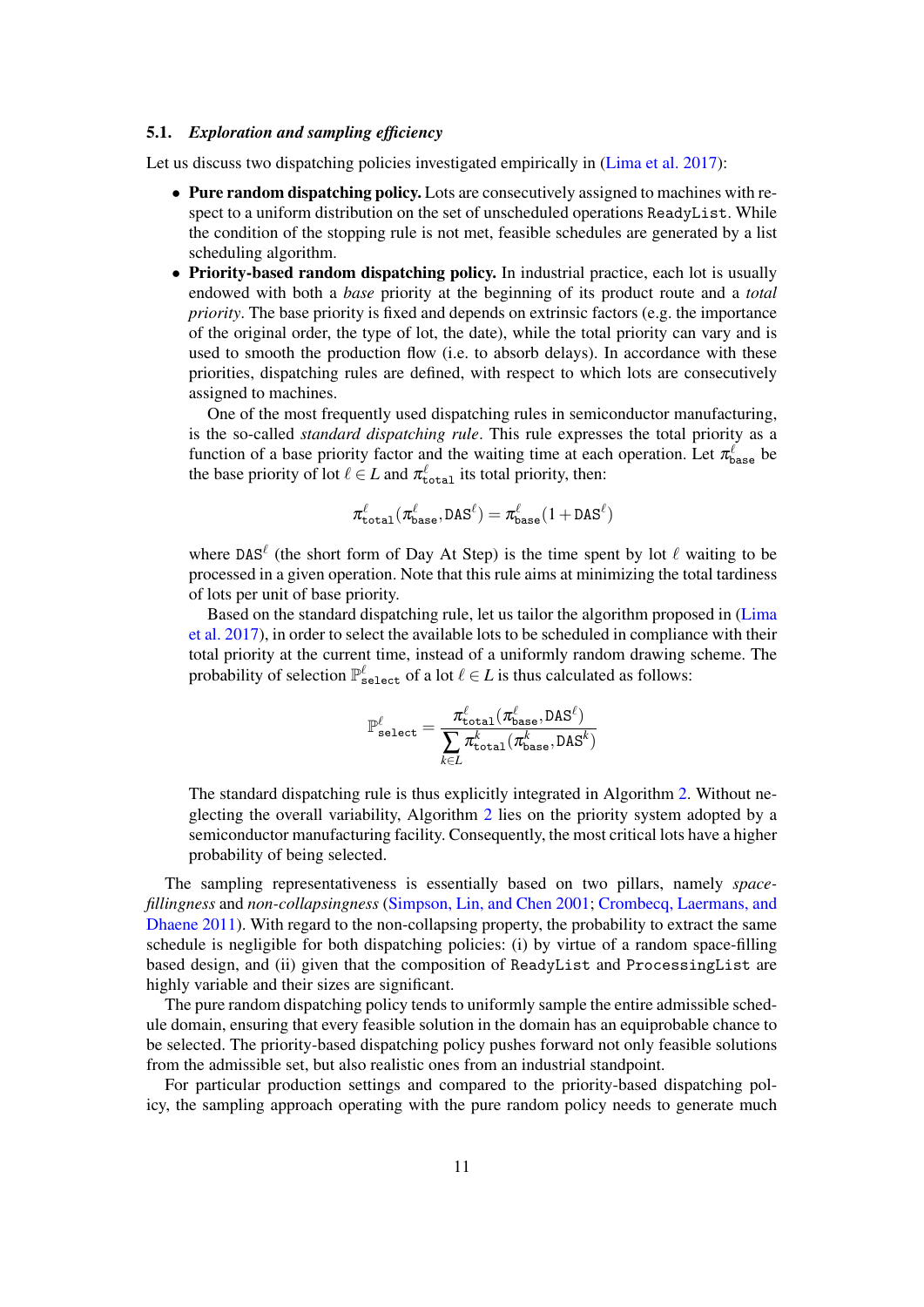### 5.1. *Exploration and sampling efficiency*

Let us discuss two dispatching policies investigated empirically in (Lima et al. 2017):

- **Pure random dispatching policy.** Lots are consecutively assigned to machines with respect to a uniform distribution on the set of unscheduled operations `ReadyList`. While the condition of the stopping rule is not met, feasible schedules are generated by a list scheduling algorithm.
- **Priority-based random dispatching policy.** In industrial practice, each lot is usually endowed with both a *base* priority at the beginning of its product route and a *total priority*. The base priority is fixed and depends on extrinsic factors (e.g. the importance of the original order, the type of lot, the date), while the total priority can vary and is used to smooth the production flow (i.e. to absorb delays). In accordance with these priorities, dispatching rules are defined, with respect to which lots are consecutively assigned to machines.

  One of the most frequently used dispatching rules in semiconductor manufacturing, is the so-called *standard dispatching rule*. This rule expresses the total priority as a function of a base priority factor and the waiting time at each operation. Let $\pi^{\ell}_{\texttt{base}}$ be the base priority of lot $\ell \in L$ and $\pi^{\ell}_{\texttt{total}}$ its total priority, then:

  $$\pi^{\ell}_{\texttt{total}}(\pi^{\ell}_{\texttt{base}}, \texttt{DAS}^{\ell}) = \pi^{\ell}_{\texttt{base}}(1 + \texttt{DAS}^{\ell})$$

  where $\texttt{DAS}^{\ell}$ (the short form of Day At Step) is the time spent by lot $\ell$ waiting to be processed in a given operation. Note that this rule aims at minimizing the total tardiness of lots per unit of base priority.

  Based on the standard dispatching rule, let us tailor the algorithm proposed in (Lima et al. 2017), in order to select the available lots to be scheduled in compliance with their total priority at the current time, instead of a uniformly random drawing scheme. The probability of selection $\mathbb{P}^{\ell}_{\texttt{select}}$ of a lot $\ell \in L$ is thus calculated as follows:

  $$\mathbb{P}^{\ell}_{\texttt{select}} = \frac{\pi^{\ell}_{\texttt{total}}(\pi^{\ell}_{\texttt{base}}, \texttt{DAS}^{\ell})}{\sum_{k \in L} \pi^{k}_{\texttt{total}}(\pi^{k}_{\texttt{base}}, \texttt{DAS}^{k})}$$

  The standard dispatching rule is thus explicitly integrated in Algorithm 2. Without neglecting the overall variability, Algorithm 2 lies on the priority system adopted by a semiconductor manufacturing facility. Consequently, the most critical lots have a higher probability of being selected.

The sampling representativeness is essentially based on two pillars, namely *space-fillingness* and *non-collapsingness* (Simpson, Lin, and Chen 2001; Crombecq, Laermans, and Dhaene 2011). With regard to the non-collapsing property, the probability to extract the same schedule is negligible for both dispatching policies: (i) by virtue of a random space-filling based design, and (ii) given that the composition of `ReadyList` and `ProcessingList` are highly variable and their sizes are significant.

The pure random dispatching policy tends to uniformly sample the entire admissible schedule domain, ensuring that every feasible solution in the domain has an equiprobable chance to be selected. The priority-based dispatching policy pushes forward not only feasible solutions from the admissible set, but also realistic ones from an industrial standpoint.

For particular production settings and compared to the priority-based dispatching policy, the sampling approach operating with the pure random policy needs to generate much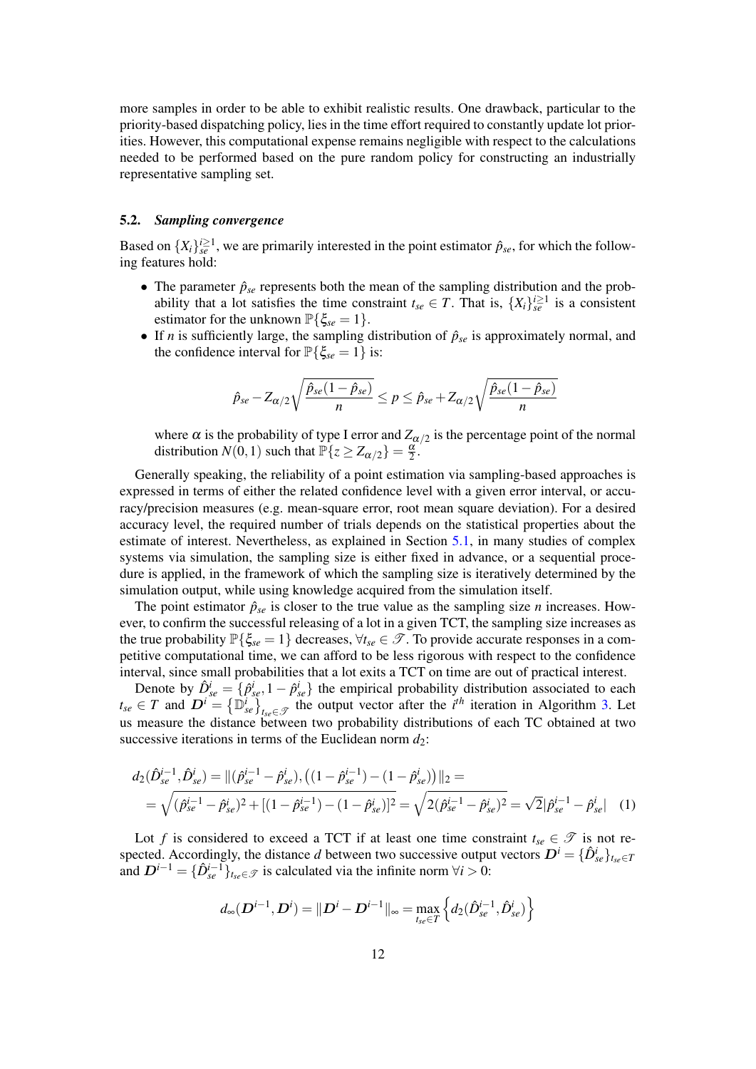more samples in order to be able to exhibit realistic results. One drawback, particular to the priority-based dispatching policy, lies in the time effort required to constantly update lot priorities. However, this computational expense remains negligible with respect to the calculations needed to be performed based on the pure random policy for constructing an industrially representative sampling set.

### 5.2. *Sampling convergence*

Based on $\{X_i\}_{se}^{i \geq 1}$, we are primarily interested in the point estimator $\hat{p}_{se}$, for which the following features hold:

- The parameter $\hat{p}_{se}$ represents both the mean of the sampling distribution and the probability that a lot satisfies the time constraint $t_{se} \in T$. That is, $\{X_i\}_{se}^{i \geq 1}$ is a consistent estimator for the unknown $\mathbb{P}\{\xi_{se} = 1\}$.
- If $n$ is sufficiently large, the sampling distribution of $\hat{p}_{se}$ is approximately normal, and the confidence interval for $\mathbb{P}\{\xi_{se} = 1\}$ is:

$$\hat{p}_{se} - Z_{\alpha/2}\sqrt{\frac{\hat{p}_{se}(1-\hat{p}_{se})}{n}} \leq p \leq \hat{p}_{se} + Z_{\alpha/2}\sqrt{\frac{\hat{p}_{se}(1-\hat{p}_{se})}{n}}$$

  where $\alpha$ is the probability of type I error and $Z_{\alpha/2}$ is the percentage point of the normal distribution $N(0,1)$ such that $\mathbb{P}\{z \geq Z_{\alpha/2}\} = \frac{\alpha}{2}$.

Generally speaking, the reliability of a point estimation via sampling-based approaches is expressed in terms of either the related confidence level with a given error interval, or accuracy/precision measures (e.g. mean-square error, root mean square deviation). For a desired accuracy level, the required number of trials depends on the statistical properties about the estimate of interest. Nevertheless, as explained in Section 5.1, in many studies of complex systems via simulation, the sampling size is either fixed in advance, or a sequential procedure is applied, in the framework of which the sampling size is iteratively determined by the simulation output, while using knowledge acquired from the simulation itself.

The point estimator $\hat{p}_{se}$ is closer to the true value as the sampling size $n$ increases. However, to confirm the successful releasing of a lot in a given TCT, the sampling size increases as the true probability $\mathbb{P}\{\xi_{se} = 1\}$ decreases, $\forall t_{se} \in \mathscr{T}$. To provide accurate responses in a competitive computational time, we can afford to be less rigorous with respect to the confidence interval, since small probabilities that a lot exits a TCT on time are out of practical interest.

Denote by $\hat{D}_{se}^{i} = \{\hat{p}_{se}^{i}, 1 - \hat{p}_{se}^{i}\}$ the empirical probability distribution associated to each $t_{se} \in T$ and $\boldsymbol{D}^{i} = \{\mathbb{D}_{se}^{i}\}_{t_{se} \in \mathscr{T}}$ the output vector after the $i^{th}$ iteration in Algorithm 3. Let us measure the distance between two probability distributions of each TC obtained at two successive iterations in terms of the Euclidean norm $d_2$:

$$\begin{aligned} d_2(\hat{D}_{se}^{i-1}, \hat{D}_{se}^{i}) &= \|(\hat{p}_{se}^{i-1} - \hat{p}_{se}^{i}), \left((1-\hat{p}_{se}^{i-1}) - (1-\hat{p}_{se}^{i})\right)\|_2 = \\ &= \sqrt{(\hat{p}_{se}^{i-1} - \hat{p}_{se}^{i})^2 + [(1-\hat{p}_{se}^{i-1}) - (1-\hat{p}_{se}^{i})]^2} = \sqrt{2(\hat{p}_{se}^{i-1} - \hat{p}_{se}^{i})^2} = \sqrt{2}|\hat{p}_{se}^{i-1} - \hat{p}_{se}^{i}| \quad (1) \end{aligned}$$

Lot $f$ is considered to exceed a TCT if at least one time constraint $t_{se} \in \mathscr{T}$ is not respected. Accordingly, the distance $d$ between two successive output vectors $\boldsymbol{D}^{i} = \{\hat{D}_{se}^{i}\}_{t_{se} \in T}$ and $\boldsymbol{D}^{i-1} = \{\hat{D}_{se}^{i-1}\}_{t_{se} \in \mathscr{T}}$ is calculated via the infinite norm $\forall i > 0$:

$$d_{\infty}(\boldsymbol{D}^{i-1}, \boldsymbol{D}^{i}) = \|\boldsymbol{D}^{i} - \boldsymbol{D}^{i-1}\|_{\infty} = \max_{t_{se} \in T}\left\{d_2(\hat{D}_{se}^{i-1}, \hat{D}_{se}^{i})\right\}$$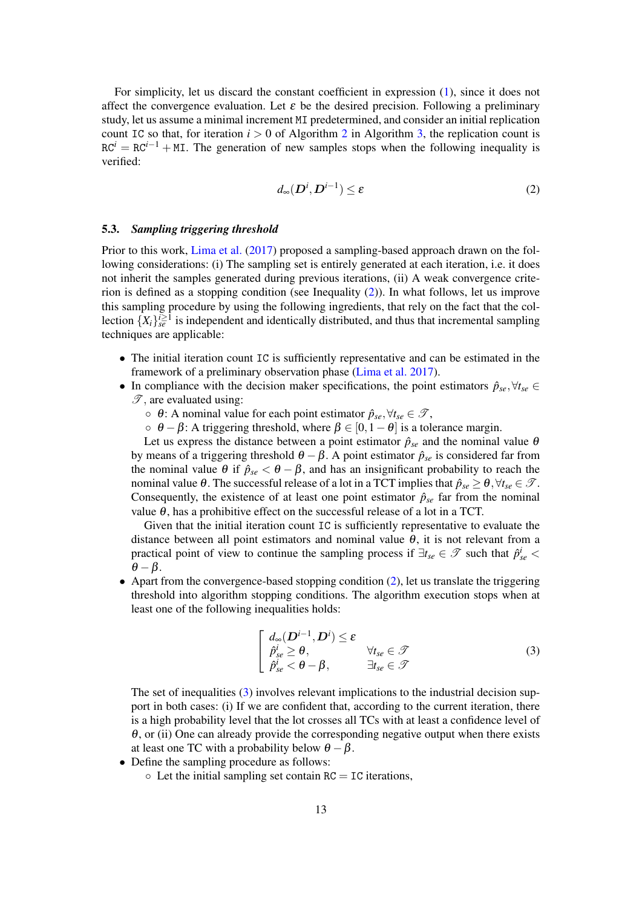For simplicity, let us discard the constant coefficient in expression (1), since it does not affect the convergence evaluation. Let $\varepsilon$ be the desired precision. Following a preliminary study, let us assume a minimal increment $\mathtt{MI}$ predetermined, and consider an initial replication count $\mathtt{IC}$ so that, for iteration $i > 0$ of Algorithm 2 in Algorithm 3, the replication count is $\mathtt{RC}^i = \mathtt{RC}^{i-1} + \mathtt{MI}$. The generation of new samples stops when the following inequality is verified:

$$d_\infty(\boldsymbol{D}^i, \boldsymbol{D}^{i-1}) \leq \varepsilon \tag{2}$$

### 5.3. *Sampling triggering threshold*

Prior to this work, Lima et al. (2017) proposed a sampling-based approach drawn on the following considerations: (i) The sampling set is entirely generated at each iteration, i.e. it does not inherit the samples generated during previous iterations, (ii) A weak convergence criterion is defined as a stopping condition (see Inequality (2)). In what follows, let us improve this sampling procedure by using the following ingredients, that rely on the fact that the collection $\{X_i\}_{se}^{i\geq 1}$ is independent and identically distributed, and thus that incremental sampling techniques are applicable:

- The initial iteration count $\mathtt{IC}$ is sufficiently representative and can be estimated in the framework of a preliminary observation phase (Lima et al. 2017).
- In compliance with the decision maker specifications, the point estimators $\hat{p}_{se}, \forall t_{se} \in \mathscr{T}$, are evaluated using:
  - $\theta$: A nominal value for each point estimator $\hat{p}_{se}, \forall t_{se} \in \mathscr{T}$,
  - $\theta - \beta$: A triggering threshold, where $\beta \in [0, 1-\theta]$ is a tolerance margin.

  Let us express the distance between a point estimator $\hat{p}_{se}$ and the nominal value $\theta$ by means of a triggering threshold $\theta - \beta$. A point estimator $\hat{p}_{se}$ is considered far from the nominal value $\theta$ if $\hat{p}_{se} < \theta - \beta$, and has an insignificant probability to reach the nominal value $\theta$. The successful release of a lot in a TCT implies that $\hat{p}_{se} \geq \theta, \forall t_{se} \in \mathscr{T}$. Consequently, the existence of at least one point estimator $\hat{p}_{se}$ far from the nominal value $\theta$, has a prohibitive effect on the successful release of a lot in a TCT.

  Given that the initial iteration count $\mathtt{IC}$ is sufficiently representative to evaluate the distance between all point estimators and nominal value $\theta$, it is not relevant from a practical point of view to continue the sampling process if $\exists t_{se} \in \mathscr{T}$ such that $\hat{p}^i_{se} < \theta - \beta$.
- Apart from the convergence-based stopping condition (2), let us translate the triggering threshold into algorithm stopping conditions. The algorithm execution stops when at least one of the following inequalities holds:

$$\left[\begin{array}{ll} d_\infty(\boldsymbol{D}^{i-1}, \boldsymbol{D}^i) \leq \varepsilon & \\ \hat{p}^i_{se} \geq \theta, & \forall t_{se} \in \mathscr{T} \\ \hat{p}^i_{se} < \theta - \beta, & \exists t_{se} \in \mathscr{T} \end{array}\right. \tag{3}$$

  The set of inequalities (3) involves relevant implications to the industrial decision support in both cases: (i) If we are confident that, according to the current iteration, there is a high probability level that the lot crosses all TCs with at least a confidence level of $\theta$, or (ii) One can already provide the corresponding negative output when there exists at least one TC with a probability below $\theta - \beta$.
- Define the sampling procedure as follows:
  - Let the initial sampling set contain $\mathtt{RC} = \mathtt{IC}$ iterations,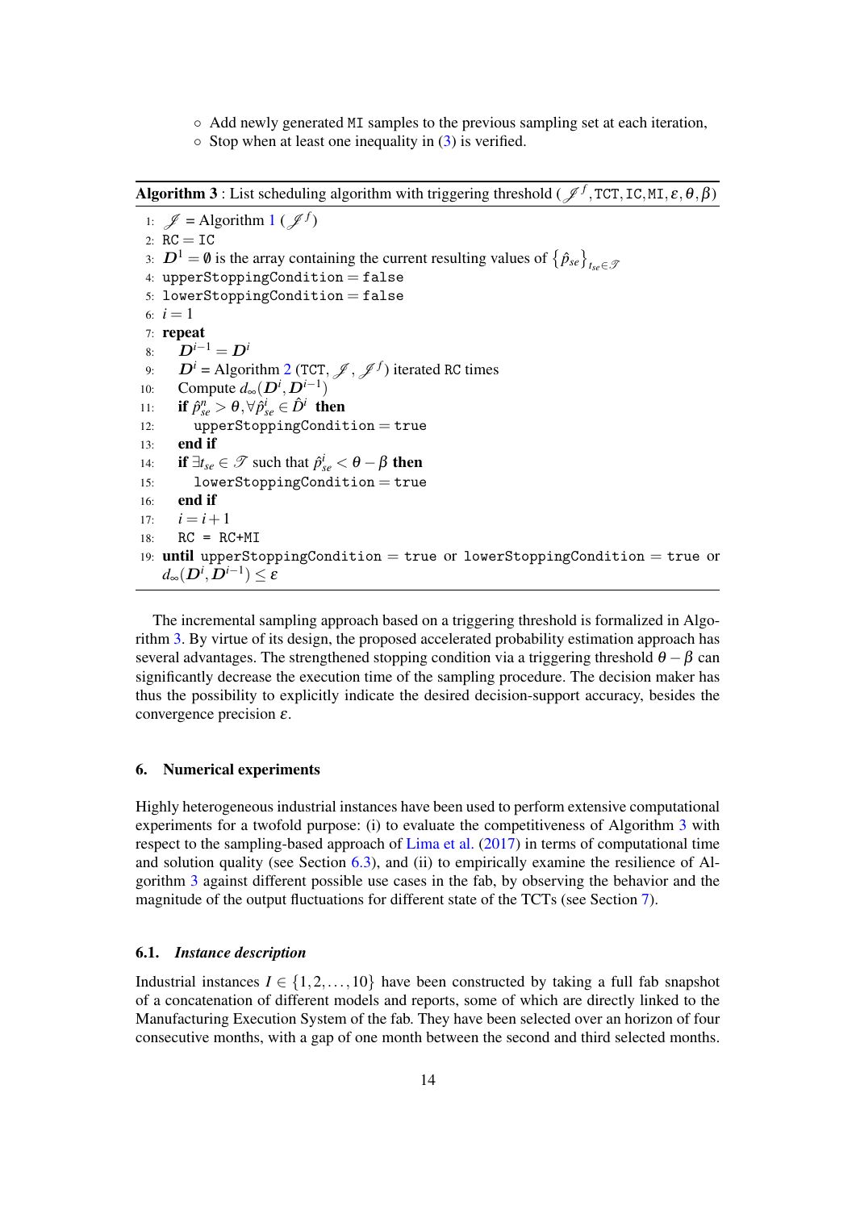- ○ Add newly generated `MI` samples to the previous sampling set at each iteration,
- ○ Stop when at least one inequality in (3) is verified.

**Algorithm 3** : List scheduling algorithm with triggering threshold ($\mathscr{J}^f$, TCT, IC, MI, $\varepsilon, \theta, \beta$)

```
1:  𝒥 = Algorithm 1 (𝒥^f)
2:  RC = IC
3:  D^1 = ∅ is the array containing the current resulting values of {p̂_se}_{t_se ∈ 𝒯}
4:  upperStoppingCondition = false
5:  lowerStoppingCondition = false
6:  i = 1
7:  repeat
8:     D^{i-1} = D^i
9:     D^i = Algorithm 2 (TCT, 𝒥, 𝒥^f) iterated RC times
10:    Compute d_∞(D^i, D^{i-1})
11:    if p̂^n_se > θ, ∀p̂^i_se ∈ D̂^i then
12:      upperStoppingCondition = true
13:    end if
14:    if ∃t_se ∈ 𝒯 such that p̂^i_se < θ − β then
15:      lowerStoppingCondition = true
16:    end if
17:    i = i + 1
18:    RC = RC+MI
19: until upperStoppingCondition = true or lowerStoppingCondition = true or
    d_∞(D^i, D^{i-1}) ≤ ε
```

The incremental sampling approach based on a triggering threshold is formalized in Algorithm 3. By virtue of its design, the proposed accelerated probability estimation approach has several advantages. The strengthened stopping condition via a triggering threshold $\theta - \beta$ can significantly decrease the execution time of the sampling procedure. The decision maker has thus the possibility to explicitly indicate the desired decision-support accuracy, besides the convergence precision $\varepsilon$.

## 6. Numerical experiments

Highly heterogeneous industrial instances have been used to perform extensive computational experiments for a twofold purpose: (i) to evaluate the competitiveness of Algorithm 3 with respect to the sampling-based approach of Lima et al. (2017) in terms of computational time and solution quality (see Section 6.3), and (ii) to empirically examine the resilience of Algorithm 3 against different possible use cases in the fab, by observing the behavior and the magnitude of the output fluctuations for different state of the TCTs (see Section 7).

### 6.1. *Instance description*

Industrial instances $I \in \{1, 2, \ldots, 10\}$ have been constructed by taking a full fab snapshot of a concatenation of different models and reports, some of which are directly linked to the Manufacturing Execution System of the fab. They have been selected over an horizon of four consecutive months, with a gap of one month between the second and third selected months.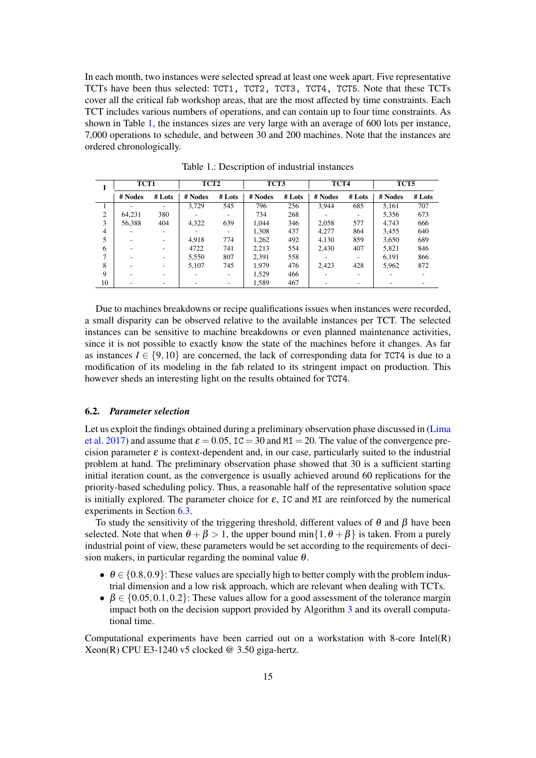In each month, two instances were selected spread at least one week apart. Five representative TCTs have been thus selected: TCT1, TCT2, TCT3, TCT4, TCT5. Note that these TCTs cover all the critical fab workshop areas, that are the most affected by time constraints. Each TCT includes various numbers of operations, and can contain up to four time constraints. As shown in Table 1, the instances sizes are very large with an average of 600 lots per instance, 7,000 operations to schedule, and between 30 and 200 machines. Note that the instances are ordered chronologically.

Table 1.: Description of industrial instances

| I | TCT1 | | TCT2 | | TCT3 | | TCT4 | | TCT5 | |
|---|---|---|---|---|---|---|---|---|---|---|
| | # Nodes | # Lots | # Nodes | # Lots | # Nodes | # Lots | # Nodes | # Lots | # Nodes | # Lots |
| 1 | - | - | 3,729 | 545 | 796 | 256 | 3,944 | 685 | 5,161 | 707 |
| 2 | 64,231 | 380 | - | - | 734 | 268 | - | - | 5,356 | 673 |
| 3 | 56,388 | 404 | 4,322 | 639 | 1,044 | 346 | 2,058 | 577 | 4,743 | 666 |
| 4 | - | - | - | - | 1,308 | 437 | 4,277 | 864 | 3,455 | 640 |
| 5 | - | - | 4,918 | 774 | 1,262 | 492 | 4,130 | 859 | 3,650 | 689 |
| 6 | - | - | 4722 | 741 | 2,213 | 554 | 2,430 | 407 | 5,821 | 846 |
| 7 | - | - | 5,550 | 807 | 2,391 | 558 | - | - | 6,191 | 866 |
| 8 | - | - | 5,107 | 745 | 1,979 | 476 | 2,423 | 428 | 5,962 | 872 |
| 9 | - | - | - | - | 1,529 | 466 | - | - | - | - |
| 10 | - | - | - | - | 1,589 | 467 | - | - | - | - |

Due to machines breakdowns or recipe qualifications issues when instances were recorded, a small disparity can be observed relative to the available instances per TCT. The selected instances can be sensitive to machine breakdowns or even planned maintenance activities, since it is not possible to exactly know the state of the machines before it changes. As far as instances $I \in \{9, 10\}$ are concerned, the lack of corresponding data for TCT4 is due to a modification of its modeling in the fab related to its stringent impact on production. This however sheds an interesting light on the results obtained for TCT4.

### 6.2. *Parameter selection*

Let us exploit the findings obtained during a preliminary observation phase discussed in (Lima et al. 2017) and assume that $\varepsilon = 0.05$, $\mathtt{IC} = 30$ and $\mathtt{MI} = 20$. The value of the convergence precision parameter $\varepsilon$ is context-dependent and, in our case, particularly suited to the industrial problem at hand. The preliminary observation phase showed that 30 is a sufficient starting initial iteration count, as the convergence is usually achieved around 60 replications for the priority-based scheduling policy. Thus, a reasonable half of the representative solution space is initially explored. The parameter choice for $\varepsilon$, IC and MI are reinforced by the numerical experiments in Section 6.3.

To study the sensitivity of the triggering threshold, different values of $\theta$ and $\beta$ have been selected. Note that when $\theta + \beta > 1$, the upper bound $\min\{1, \theta + \beta\}$ is taken. From a purely industrial point of view, these parameters would be set according to the requirements of decision makers, in particular regarding the nominal value $\theta$.

- $\theta \in \{0.8, 0.9\}$: These values are specially high to better comply with the problem industrial dimension and a low risk approach, which are relevant when dealing with TCTs.
- $\beta \in \{0.05, 0.1, 0.2\}$: These values allow for a good assessment of the tolerance margin impact both on the decision support provided by Algorithm 3 and its overall computational time.

Computational experiments have been carried out on a workstation with 8-core Intel(R) Xeon(R) CPU E3-1240 v5 clocked @ 3.50 giga-hertz.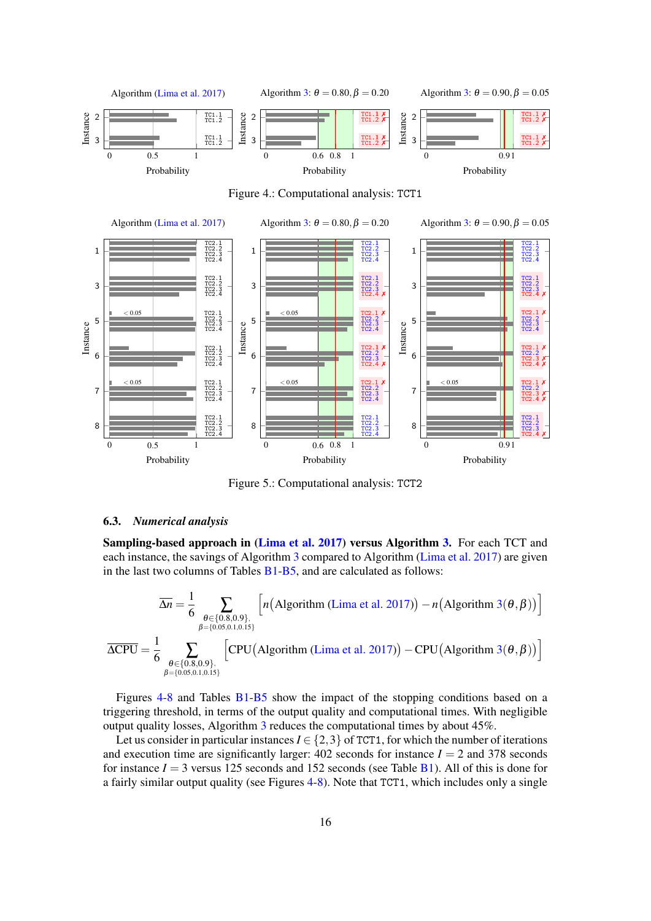Figure 4.: Computational analysis: TCT1

Figure 5.: Computational analysis: TCT2

### 6.3. *Numerical analysis*

**Sampling-based approach in (Lima et al. 2017) versus Algorithm 3.** For each TCT and each instance, the savings of Algorithm 3 compared to Algorithm (Lima et al. 2017) are given in the last two columns of Tables B1-B5, and are calculated as follows:

$$\overline{\Delta n} = \frac{1}{6} \sum_{\substack{\theta \in \{0.8, 0.9\}, \\ \beta = \{0.05, 0.1, 0.15\}}} \Big[ n\big(\text{Algorithm (Lima et al. 2017)}\big) - n\big(\text{Algorithm 3}(\theta, \beta)\big) \Big]$$

$$\overline{\Delta \text{CPU}} = \frac{1}{6} \sum_{\substack{\theta \in \{0.8, 0.9\}, \\ \beta = \{0.05, 0.1, 0.15\}}} \Big[ \text{CPU}\big(\text{Algorithm (Lima et al. 2017)}\big) - \text{CPU}\big(\text{Algorithm 3}(\theta, \beta)\big) \Big]$$

Figures 4-8 and Tables B1-B5 show the impact of the stopping conditions based on a triggering threshold, in terms of the output quality and computational times. With negligible output quality losses, Algorithm 3 reduces the computational times by about 45%.

Let us consider in particular instances $I \in \{2, 3\}$ of TCT1, for which the number of iterations and execution time are significantly larger: 402 seconds for instance $I = 2$ and 378 seconds for instance $I = 3$ versus 125 seconds and 152 seconds (see Table B1). All of this is done for a fairly similar output quality (see Figures 4-8). Note that TCT1, which includes only a single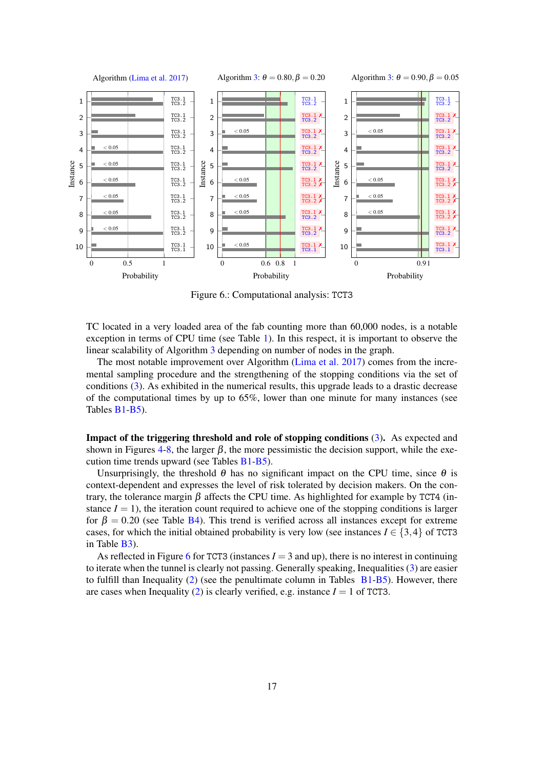Figure 6.: Computational analysis: TCT3

TC located in a very loaded area of the fab counting more than 60,000 nodes, is a notable exception in terms of CPU time (see Table 1). In this respect, it is important to observe the linear scalability of Algorithm 3 depending on number of nodes in the graph.

The most notable improvement over Algorithm (Lima et al. 2017) comes from the incremental sampling procedure and the strengthening of the stopping conditions via the set of conditions (3). As exhibited in the numerical results, this upgrade leads to a drastic decrease of the computational times by up to 65%, lower than one minute for many instances (see Tables B1-B5).

**Impact of the triggering threshold and role of stopping conditions (3).** As expected and shown in Figures 4-8, the larger $\beta$, the more pessimistic the decision support, while the execution time trends upward (see Tables B1-B5).

Unsurprisingly, the threshold $\theta$ has no significant impact on the CPU time, since $\theta$ is context-dependent and expresses the level of risk tolerated by decision makers. On the contrary, the tolerance margin $\beta$ affects the CPU time. As highlighted for example by TCT4 (instance $I = 1$), the iteration count required to achieve one of the stopping conditions is larger for $\beta = 0.20$ (see Table B4). This trend is verified across all instances except for extreme cases, for which the initial obtained probability is very low (see instances $I \in \{3,4\}$ of TCT3 in Table B3).

As reflected in Figure 6 for TCT3 (instances $I = 3$ and up), there is no interest in continuing to iterate when the tunnel is clearly not passing. Generally speaking, Inequalities (3) are easier to fulfill than Inequality (2) (see the penultimate column in Tables B1-B5). However, there are cases when Inequality (2) is clearly verified, e.g. instance $I = 1$ of TCT3.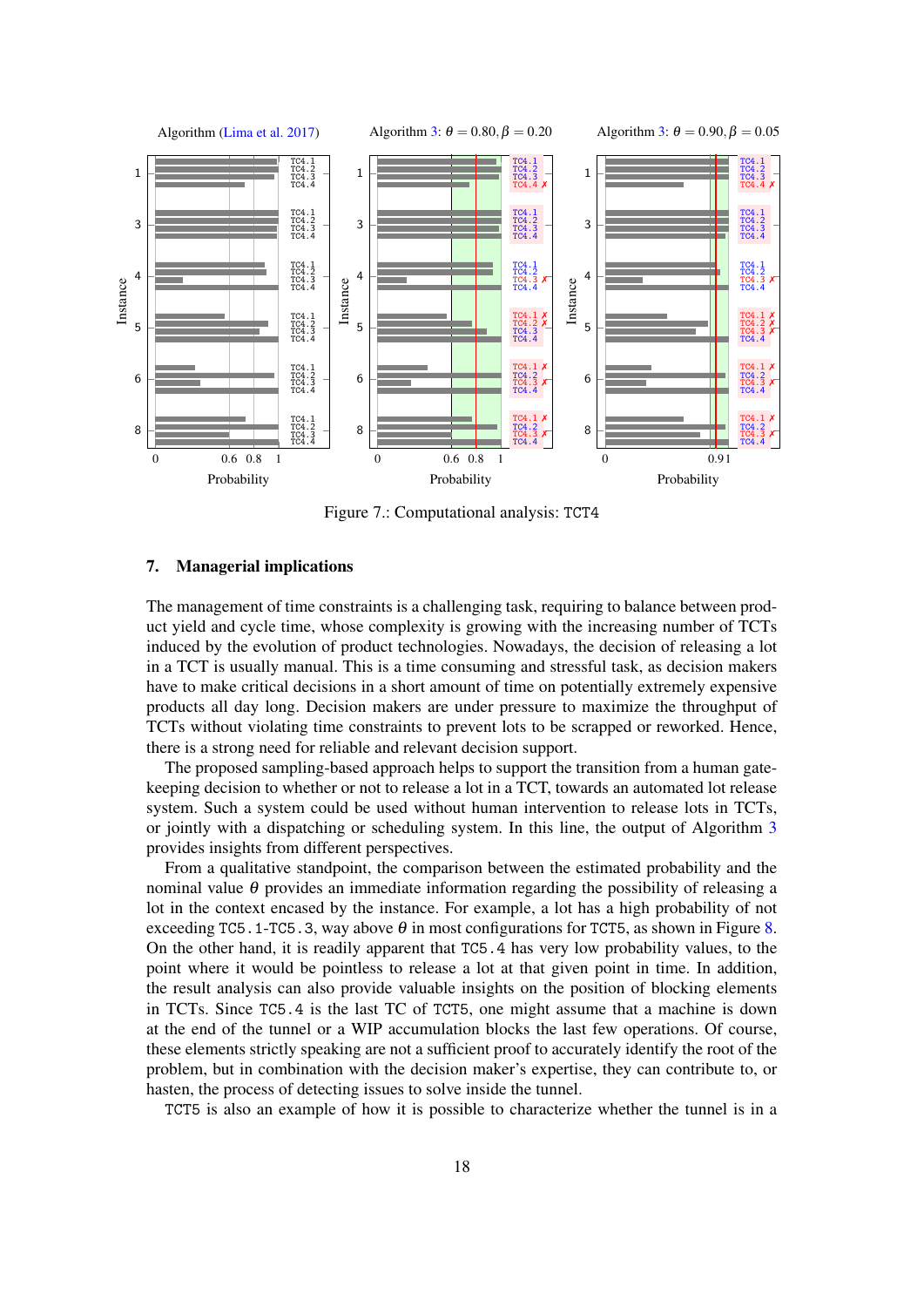Figure 7.: Computational analysis: TCT4

## 7. Managerial implications

The management of time constraints is a challenging task, requiring to balance between product yield and cycle time, whose complexity is growing with the increasing number of TCTs induced by the evolution of product technologies. Nowadays, the decision of releasing a lot in a TCT is usually manual. This is a time consuming and stressful task, as decision makers have to make critical decisions in a short amount of time on potentially extremely expensive products all day long. Decision makers are under pressure to maximize the throughput of TCTs without violating time constraints to prevent lots to be scrapped or reworked. Hence, there is a strong need for reliable and relevant decision support.

The proposed sampling-based approach helps to support the transition from a human gatekeeping decision to whether or not to release a lot in a TCT, towards an automated lot release system. Such a system could be used without human intervention to release lots in TCTs, or jointly with a dispatching or scheduling system. In this line, the output of Algorithm 3 provides insights from different perspectives.

From a qualitative standpoint, the comparison between the estimated probability and the nominal value $\theta$ provides an immediate information regarding the possibility of releasing a lot in the context encased by the instance. For example, a lot has a high probability of not exceeding TC5.1-TC5.3, way above $\theta$ in most configurations for TCT5, as shown in Figure 8. On the other hand, it is readily apparent that TC5.4 has very low probability values, to the point where it would be pointless to release a lot at that given point in time. In addition, the result analysis can also provide valuable insights on the position of blocking elements in TCTs. Since TC5.4 is the last TC of TCT5, one might assume that a machine is down at the end of the tunnel or a WIP accumulation blocks the last few operations. Of course, these elements strictly speaking are not a sufficient proof to accurately identify the root of the problem, but in combination with the decision maker's expertise, they can contribute to, or hasten, the process of detecting issues to solve inside the tunnel.

TCT5 is also an example of how it is possible to characterize whether the tunnel is in a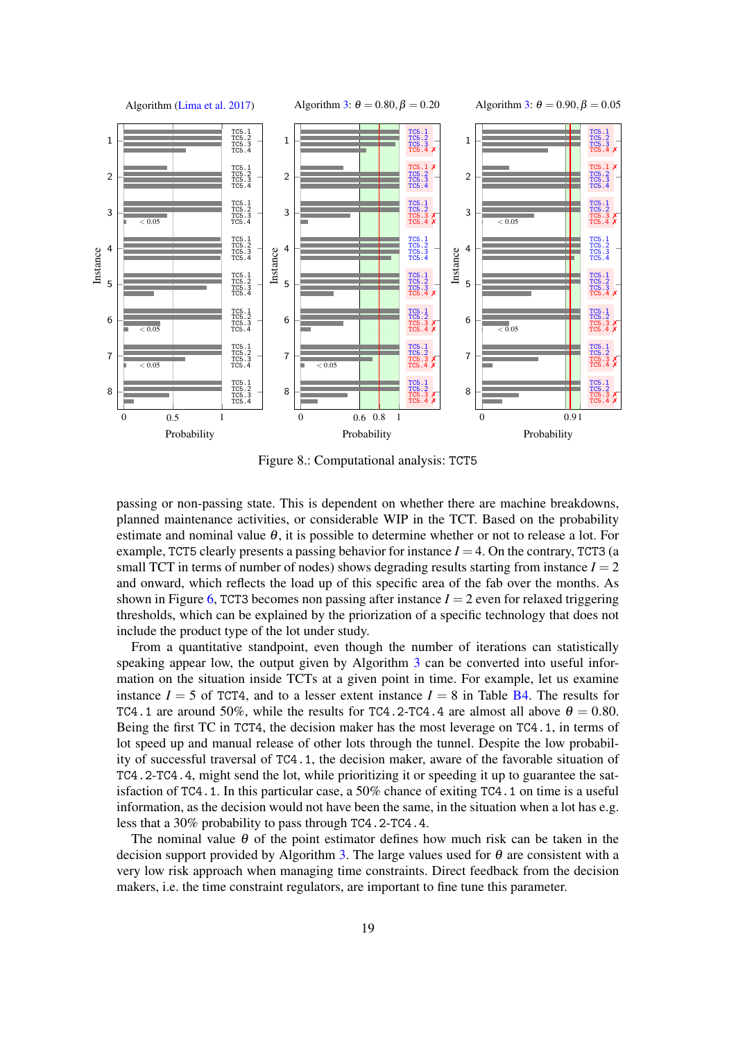Figure 8.: Computational analysis: TCT5

passing or non-passing state. This is dependent on whether there are machine breakdowns, planned maintenance activities, or considerable WIP in the TCT. Based on the probability estimate and nominal value $\theta$, it is possible to determine whether or not to release a lot. For example, TCT5 clearly presents a passing behavior for instance $I = 4$. On the contrary, TCT3 (a small TCT in terms of number of nodes) shows degrading results starting from instance $I = 2$ and onward, which reflects the load up of this specific area of the fab over the months. As shown in Figure 6, TCT3 becomes non passing after instance $I = 2$ even for relaxed triggering thresholds, which can be explained by the priorization of a specific technology that does not include the product type of the lot under study.

From a quantitative standpoint, even though the number of iterations can statistically speaking appear low, the output given by Algorithm 3 can be converted into useful information on the situation inside TCTs at a given point in time. For example, let us examine instance $I = 5$ of TCT4, and to a lesser extent instance $I = 8$ in Table B4. The results for TC4.1 are around 50%, while the results for TC4.2-TC4.4 are almost all above $\theta = 0.80$. Being the first TC in TCT4, the decision maker has the most leverage on TC4.1, in terms of lot speed up and manual release of other lots through the tunnel. Despite the low probability of successful traversal of TC4.1, the decision maker, aware of the favorable situation of TC4.2-TC4.4, might send the lot, while prioritizing it or speeding it up to guarantee the satisfaction of TC4.1. In this particular case, a 50% chance of exiting TC4.1 on time is a useful information, as the decision would not have been the same, in the situation when a lot has e.g. less that a 30% probability to pass through TC4.2-TC4.4.

The nominal value $\theta$ of the point estimator defines how much risk can be taken in the decision support provided by Algorithm 3. The large values used for $\theta$ are consistent with a very low risk approach when managing time constraints. Direct feedback from the decision makers, i.e. the time constraint regulators, are important to fine tune this parameter.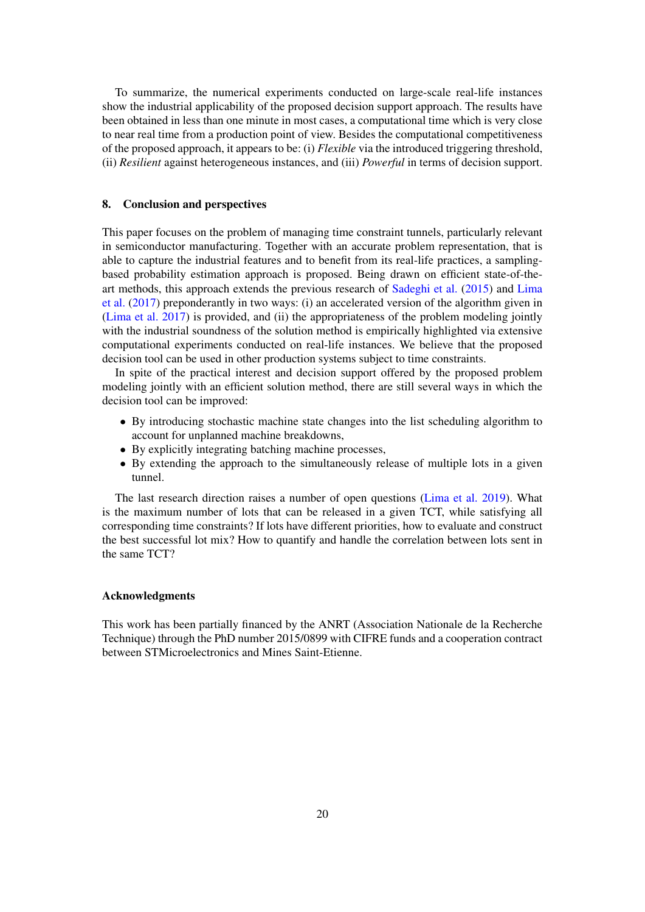To summarize, the numerical experiments conducted on large-scale real-life instances show the industrial applicability of the proposed decision support approach. The results have been obtained in less than one minute in most cases, a computational time which is very close to near real time from a production point of view. Besides the computational competitiveness of the proposed approach, it appears to be: (i) *Flexible* via the introduced triggering threshold, (ii) *Resilient* against heterogeneous instances, and (iii) *Powerful* in terms of decision support.

## 8. Conclusion and perspectives

This paper focuses on the problem of managing time constraint tunnels, particularly relevant in semiconductor manufacturing. Together with an accurate problem representation, that is able to capture the industrial features and to benefit from its real-life practices, a sampling-based probability estimation approach is proposed. Being drawn on efficient state-of-the-art methods, this approach extends the previous research of Sadeghi et al. (2015) and Lima et al. (2017) preponderantly in two ways: (i) an accelerated version of the algorithm given in (Lima et al. 2017) is provided, and (ii) the appropriateness of the problem modeling jointly with the industrial soundness of the solution method is empirically highlighted via extensive computational experiments conducted on real-life instances. We believe that the proposed decision tool can be used in other production systems subject to time constraints.

In spite of the practical interest and decision support offered by the proposed problem modeling jointly with an efficient solution method, there are still several ways in which the decision tool can be improved:

- By introducing stochastic machine state changes into the list scheduling algorithm to account for unplanned machine breakdowns,
- By explicitly integrating batching machine processes,
- By extending the approach to the simultaneously release of multiple lots in a given tunnel.

The last research direction raises a number of open questions (Lima et al. 2019). What is the maximum number of lots that can be released in a given TCT, while satisfying all corresponding time constraints? If lots have different priorities, how to evaluate and construct the best successful lot mix? How to quantify and handle the correlation between lots sent in the same TCT?

## Acknowledgments

This work has been partially financed by the ANRT (Association Nationale de la Recherche Technique) through the PhD number 2015/0899 with CIFRE funds and a cooperation contract between STMicroelectronics and Mines Saint-Etienne.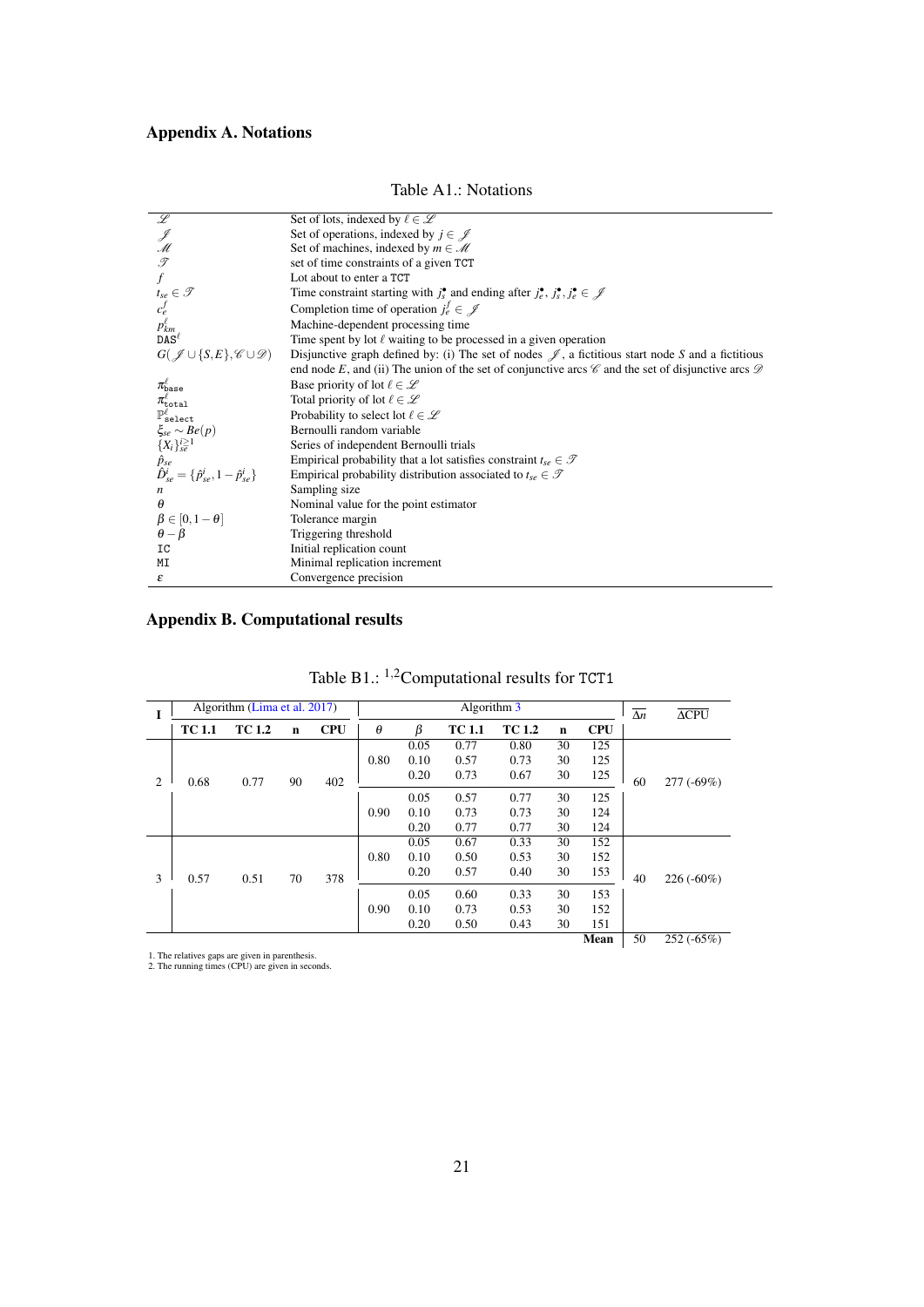## Appendix A. Notations

Table A1.: Notations

| | |
|---|---|
| $\mathscr{L}$ | Set of lots, indexed by $\ell \in \mathscr{L}$ |
| $\mathscr{J}$ | Set of operations, indexed by $j \in \mathscr{J}$ |
| $\mathscr{M}$ | Set of machines, indexed by $m \in \mathscr{M}$ |
| $\mathscr{T}$ | set of time constraints of a given TCT |
| $f$ | Lot about to enter a TCT |
| $t_{se} \in \mathscr{T}$ | Time constraint starting with $j_s^\bullet$ and ending after $j_e^\bullet$, $j_s^\bullet, j_e^\bullet \in \mathscr{J}$ |
| $c_e^f$ | Completion time of operation $j_e^f \in \mathscr{J}$ |
| $p_{km}^\ell$ | Machine-dependent processing time |
| $\texttt{DAS}^\ell$ | Time spent by lot $\ell$ waiting to be processed in a given operation |
| $G(\mathscr{J} \cup \{S,E\}, \mathscr{C} \cup \mathscr{D})$ | Disjunctive graph defined by: (i) The set of nodes $\mathscr{J}$, a fictitious start node $S$ and a fictitious end node $E$, and (ii) The union of the set of conjunctive arcs $\mathscr{C}$ and the set of disjunctive arcs $\mathscr{D}$ |
| $\pi_{\texttt{base}}^\ell$ | Base priority of lot $\ell \in \mathscr{L}$ |
| $\pi_{\texttt{total}}^\ell$ | Total priority of lot $\ell \in \mathscr{L}$ |
| $\mathbb{P}_{\texttt{select}}^\ell$ | Probability to select lot $\ell \in \mathscr{L}$ |
| $\xi_{se} \sim Be(p)$ | Bernoulli random variable |
| $\{X_i\}_{se}^{i \geq 1}$ | Series of independent Bernoulli trials |
| $\hat{p}_{se}$ | Empirical probability that a lot satisfies constraint $t_{se} \in \mathscr{T}$ |
| $\hat{D}_{se}^i = \{\hat{p}_{se}^i, 1 - \hat{p}_{se}^i\}$ | Empirical probability distribution associated to $t_{se} \in \mathscr{T}$ |
| $n$ | Sampling size |
| $\theta$ | Nominal value for the point estimator |
| $\beta \in [0, 1-\theta]$ | Tolerance margin |
| $\theta - \beta$ | Triggering threshold |
| IC | Initial replication count |
| MI | Minimal replication increment |
| $\varepsilon$ | Convergence precision |

## Appendix B. Computational results

Table B1.: [1,2]Computational results for TCT1

| I | Algorithm (Lima et al. 2017) | | | | Algorithm 3 | | | | | | $\overline{\Delta n}$ | $\overline{\Delta \text{CPU}}$ |
|---|---|---|---|---|---|---|---|---|---|---|---|---|
| | **TC 1.1** | **TC 1.2** | **n** | **CPU** | $\theta$ | $\beta$ | **TC 1.1** | **TC 1.2** | **n** | **CPU** | | |
| 2 | 0.68 | 0.77 | 90 | 402 | 0.80 | 0.05 | 0.77 | 0.80 | 30 | 125 | 60 | 277 (-69%) |
| | | | | | | 0.10 | 0.57 | 0.73 | 30 | 125 | | |
| | | | | | | 0.20 | 0.73 | 0.67 | 30 | 125 | | |
| | | | | | 0.90 | 0.05 | 0.57 | 0.77 | 30 | 125 | | |
| | | | | | | 0.10 | 0.73 | 0.73 | 30 | 124 | | |
| | | | | | | 0.20 | 0.77 | 0.77 | 30 | 124 | | |
| 3 | 0.57 | 0.51 | 70 | 378 | 0.80 | 0.05 | 0.67 | 0.33 | 30 | 152 | 40 | 226 (-60%) |
| | | | | | | 0.10 | 0.50 | 0.53 | 30 | 152 | | |
| | | | | | | 0.20 | 0.57 | 0.40 | 30 | 153 | | |
| | | | | | 0.90 | 0.05 | 0.60 | 0.33 | 30 | 153 | | |
| | | | | | | 0.10 | 0.73 | 0.53 | 30 | 152 | | |
| | | | | | | 0.20 | 0.50 | 0.43 | 30 | 151 | | |
| | | | | | | | | | | **Mean** | 50 | 252 (-65%) |

1. The relatives gaps are given in parenthesis.
2. The running times (CPU) are given in seconds.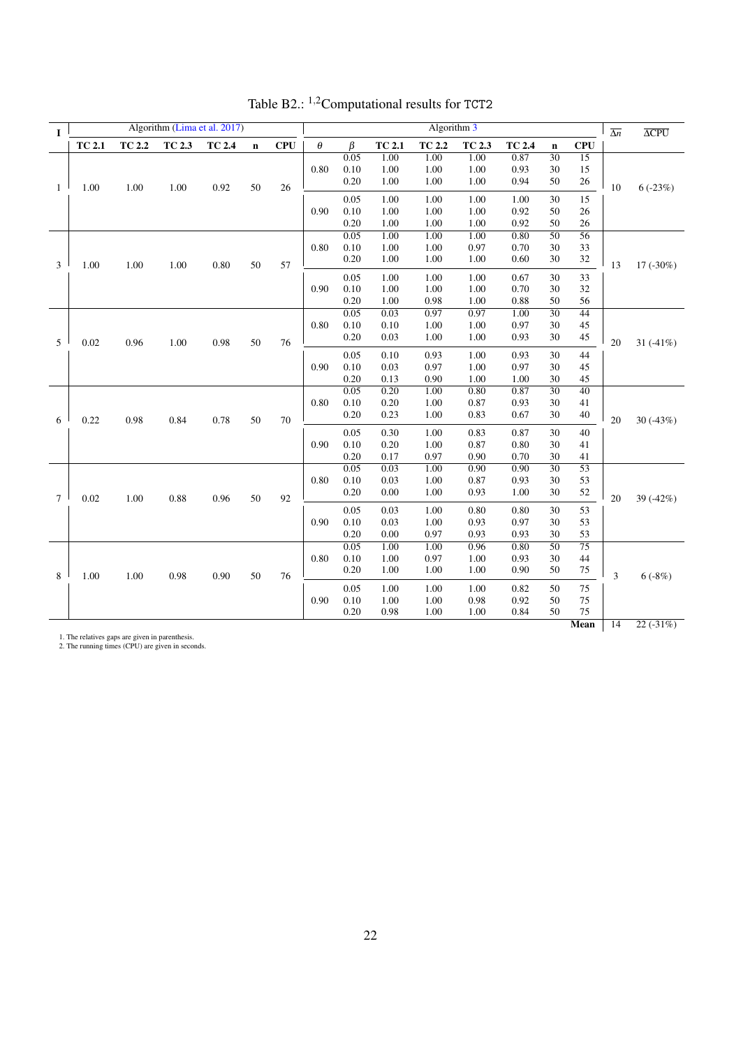Table B2.: [1,2]Computational results for TCT2

| I | Algorithm (Lima et al. 2017) | | | | | | Algorithm 3 | | | | | | | | | $\overline{\Delta n}$ | $\overline{\Delta \text{CPU}}$ |
|---|---|---|---|---|---|---|---|---|---|---|---|---|---|---|---|---|---|
| | **TC 2.1** | **TC 2.2** | **TC 2.3** | **TC 2.4** | **n** | **CPU** | $\theta$ | $\beta$ | **TC 2.1** | **TC 2.2** | **TC 2.3** | **TC 2.4** | **n** | **CPU** | | | |
| 1 | 1.00 | 1.00 | 1.00 | 0.92 | 50 | 26 | 0.80 | 0.05 | 1.00 | 1.00 | 1.00 | 0.87 | 30 | 15 | | 10 | 6 (-23%) |
| | | | | | | | | 0.10 | 1.00 | 1.00 | 1.00 | 0.93 | 30 | 15 | | | |
| | | | | | | | | 0.20 | 1.00 | 1.00 | 1.00 | 0.94 | 50 | 26 | | | |
| | | | | | | | 0.90 | 0.05 | 1.00 | 1.00 | 1.00 | 1.00 | 30 | 15 | | | |
| | | | | | | | | 0.10 | 1.00 | 1.00 | 1.00 | 0.92 | 50 | 26 | | | |
| | | | | | | | | 0.20 | 1.00 | 1.00 | 1.00 | 0.92 | 50 | 26 | | | |
| 3 | 1.00 | 1.00 | 1.00 | 0.80 | 50 | 57 | 0.80 | 0.05 | 1.00 | 1.00 | 1.00 | 0.80 | 50 | 56 | | 13 | 17 (-30%) |
| | | | | | | | | 0.10 | 1.00 | 1.00 | 0.97 | 0.70 | 30 | 33 | | | |
| | | | | | | | | 0.20 | 1.00 | 1.00 | 1.00 | 0.60 | 30 | 32 | | | |
| | | | | | | | 0.90 | 0.05 | 1.00 | 1.00 | 1.00 | 0.67 | 30 | 33 | | | |
| | | | | | | | | 0.10 | 1.00 | 1.00 | 1.00 | 0.70 | 30 | 32 | | | |
| | | | | | | | | 0.20 | 1.00 | 0.98 | 1.00 | 0.88 | 50 | 56 | | | |
| 5 | 0.02 | 0.96 | 1.00 | 0.98 | 50 | 76 | 0.80 | 0.05 | 0.03 | 0.97 | 0.97 | 1.00 | 30 | 44 | | 20 | 31 (-41%) |
| | | | | | | | | 0.10 | 0.10 | 1.00 | 1.00 | 0.97 | 30 | 45 | | | |
| | | | | | | | | 0.20 | 0.03 | 1.00 | 1.00 | 0.93 | 30 | 45 | | | |
| | | | | | | | 0.90 | 0.05 | 0.10 | 0.93 | 1.00 | 0.93 | 30 | 44 | | | |
| | | | | | | | | 0.10 | 0.03 | 0.97 | 1.00 | 0.97 | 30 | 45 | | | |
| | | | | | | | | 0.20 | 0.13 | 0.90 | 1.00 | 1.00 | 30 | 45 | | | |
| 6 | 0.22 | 0.98 | 0.84 | 0.78 | 50 | 70 | 0.80 | 0.05 | 0.20 | 1.00 | 0.80 | 0.87 | 30 | 40 | | 20 | 30 (-43%) |
| | | | | | | | | 0.10 | 0.20 | 1.00 | 0.87 | 0.93 | 30 | 41 | | | |
| | | | | | | | | 0.20 | 0.23 | 1.00 | 0.83 | 0.67 | 30 | 40 | | | |
| | | | | | | | 0.90 | 0.05 | 0.30 | 1.00 | 0.83 | 0.87 | 30 | 40 | | | |
| | | | | | | | | 0.10 | 0.20 | 1.00 | 0.87 | 0.80 | 30 | 41 | | | |
| | | | | | | | | 0.20 | 0.17 | 0.97 | 0.90 | 0.70 | 30 | 41 | | | |
| 7 | 0.02 | 1.00 | 0.88 | 0.96 | 50 | 92 | 0.80 | 0.05 | 0.03 | 1.00 | 0.90 | 0.90 | 30 | 53 | | 20 | 39 (-42%) |
| | | | | | | | | 0.10 | 0.03 | 1.00 | 0.87 | 0.93 | 30 | 53 | | | |
| | | | | | | | | 0.20 | 0.00 | 1.00 | 0.93 | 1.00 | 30 | 52 | | | |
| | | | | | | | 0.90 | 0.05 | 0.03 | 1.00 | 0.80 | 0.80 | 30 | 53 | | | |
| | | | | | | | | 0.10 | 0.03 | 1.00 | 0.93 | 0.97 | 30 | 53 | | | |
| | | | | | | | | 0.20 | 0.00 | 0.97 | 0.93 | 0.93 | 30 | 53 | | | |
| 8 | 1.00 | 1.00 | 0.98 | 0.90 | 50 | 76 | 0.80 | 0.05 | 1.00 | 1.00 | 0.96 | 0.80 | 50 | 75 | | 3 | 6 (-8%) |
| | | | | | | | | 0.10 | 1.00 | 0.97 | 1.00 | 0.93 | 30 | 44 | | | |
| | | | | | | | | 0.20 | 1.00 | 1.00 | 1.00 | 0.90 | 50 | 75 | | | |
| | | | | | | | 0.90 | 0.05 | 1.00 | 1.00 | 1.00 | 0.82 | 50 | 75 | | | |
| | | | | | | | | 0.10 | 1.00 | 1.00 | 0.98 | 0.92 | 50 | 75 | | | |
| | | | | | | | | 0.20 | 0.98 | 1.00 | 1.00 | 0.84 | 50 | 75 | | | |
| | | | | | | | | | | | | | | **Mean** | | 14 | 22 (-31%) |

1. The relatives gaps are given in parenthesis.
2. The running times (CPU) are given in seconds.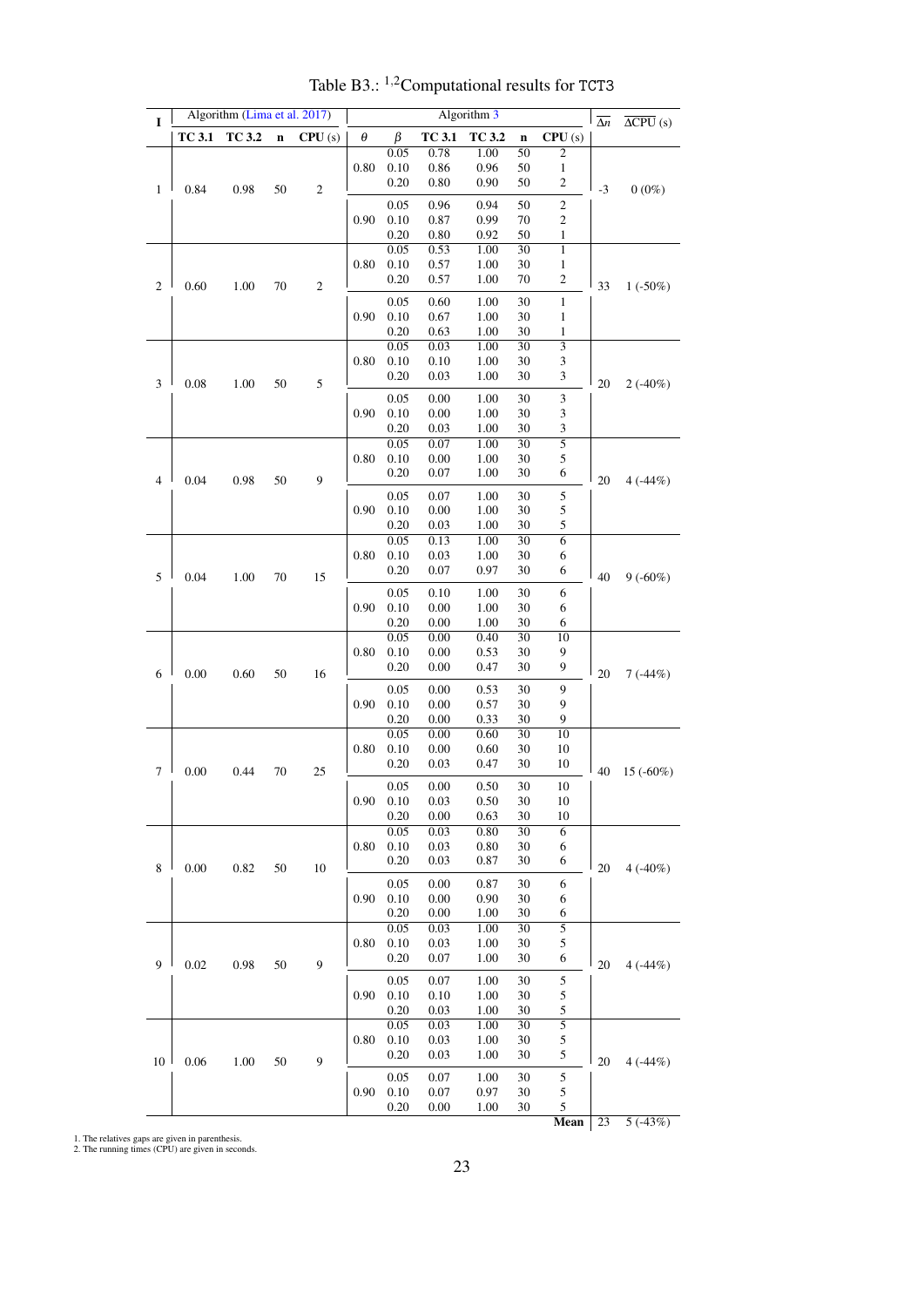Table B3.: [1,2]Computational results for TCT3

| I | Algorithm (Lima et al. 2017) | | | | Algorithm 3 | | | | | | $\overline{\Delta n}$ | $\overline{\Delta \text{CPU}}$ (s) |
|---|---|---|---|---|---|---|---|---|---|---|---|---|
| | **TC 3.1** | **TC 3.2** | **n** | **CPU** (s) | $\theta$ | $\beta$ | **TC 3.1** | **TC 3.2** | **n** | **CPU** (s) | | |
| 1 | 0.84 | 0.98 | 50 | 2 | 0.80 | 0.05 | 0.78 | 1.00 | 50 | 2 | -3 | 0 (0%) |
| | | | | | | 0.10 | 0.86 | 0.96 | 50 | 1 | | |
| | | | | | | 0.20 | 0.80 | 0.90 | 50 | 2 | | |
| | | | | | 0.90 | 0.05 | 0.96 | 0.94 | 50 | 2 | | |
| | | | | | | 0.10 | 0.87 | 0.99 | 70 | 2 | | |
| | | | | | | 0.20 | 0.80 | 0.92 | 50 | 1 | | |
| 2 | 0.60 | 1.00 | 70 | 2 | 0.80 | 0.05 | 0.53 | 1.00 | 30 | 1 | 33 | 1 (-50%) |
| | | | | | | 0.10 | 0.57 | 1.00 | 30 | 1 | | |
| | | | | | | 0.20 | 0.57 | 1.00 | 70 | 2 | | |
| | | | | | 0.90 | 0.05 | 0.60 | 1.00 | 30 | 1 | | |
| | | | | | | 0.10 | 0.67 | 1.00 | 30 | 1 | | |
| | | | | | | 0.20 | 0.63 | 1.00 | 30 | 1 | | |
| 3 | 0.08 | 1.00 | 50 | 5 | 0.80 | 0.05 | 0.03 | 1.00 | 30 | 3 | 20 | 2 (-40%) |
| | | | | | | 0.10 | 0.10 | 1.00 | 30 | 3 | | |
| | | | | | | 0.20 | 0.03 | 1.00 | 30 | 3 | | |
| | | | | | 0.90 | 0.05 | 0.00 | 1.00 | 30 | 3 | | |
| | | | | | | 0.10 | 0.00 | 1.00 | 30 | 3 | | |
| | | | | | | 0.20 | 0.03 | 1.00 | 30 | 3 | | |
| 4 | 0.04 | 0.98 | 50 | 9 | 0.80 | 0.05 | 0.07 | 1.00 | 30 | 5 | 20 | 4 (-44%) |
| | | | | | | 0.10 | 0.00 | 1.00 | 30 | 5 | | |
| | | | | | | 0.20 | 0.07 | 1.00 | 30 | 6 | | |
| | | | | | 0.90 | 0.05 | 0.07 | 1.00 | 30 | 5 | | |
| | | | | | | 0.10 | 0.00 | 1.00 | 30 | 5 | | |
| | | | | | | 0.20 | 0.03 | 1.00 | 30 | 5 | | |
| 5 | 0.04 | 1.00 | 70 | 15 | 0.80 | 0.05 | 0.13 | 1.00 | 30 | 6 | 40 | 9 (-60%) |
| | | | | | | 0.10 | 0.03 | 1.00 | 30 | 6 | | |
| | | | | | | 0.20 | 0.07 | 0.97 | 30 | 6 | | |
| | | | | | 0.90 | 0.05 | 0.10 | 1.00 | 30 | 6 | | |
| | | | | | | 0.10 | 0.00 | 1.00 | 30 | 6 | | |
| | | | | | | 0.20 | 0.00 | 1.00 | 30 | 6 | | |
| 6 | 0.00 | 0.60 | 50 | 16 | 0.80 | 0.05 | 0.00 | 0.40 | 30 | 10 | 20 | 7 (-44%) |
| | | | | | | 0.10 | 0.00 | 0.53 | 30 | 9 | | |
| | | | | | | 0.20 | 0.00 | 0.47 | 30 | 9 | | |
| | | | | | 0.90 | 0.05 | 0.00 | 0.53 | 30 | 9 | | |
| | | | | | | 0.10 | 0.00 | 0.57 | 30 | 9 | | |
| | | | | | | 0.20 | 0.00 | 0.33 | 30 | 9 | | |
| 7 | 0.00 | 0.44 | 70 | 25 | 0.80 | 0.05 | 0.00 | 0.60 | 30 | 10 | 40 | 15 (-60%) |
| | | | | | | 0.10 | 0.00 | 0.60 | 30 | 10 | | |
| | | | | | | 0.20 | 0.03 | 0.47 | 30 | 10 | | |
| | | | | | 0.90 | 0.05 | 0.00 | 0.50 | 30 | 10 | | |
| | | | | | | 0.10 | 0.03 | 0.50 | 30 | 10 | | |
| | | | | | | 0.20 | 0.00 | 0.63 | 30 | 10 | | |
| 8 | 0.00 | 0.82 | 50 | 10 | 0.80 | 0.05 | 0.03 | 0.80 | 30 | 6 | 20 | 4 (-40%) |
| | | | | | | 0.10 | 0.03 | 0.80 | 30 | 6 | | |
| | | | | | | 0.20 | 0.03 | 0.87 | 30 | 6 | | |
| | | | | | 0.90 | 0.05 | 0.00 | 0.87 | 30 | 6 | | |
| | | | | | | 0.10 | 0.00 | 0.90 | 30 | 6 | | |
| | | | | | | 0.20 | 0.00 | 1.00 | 30 | 6 | | |
| 9 | 0.02 | 0.98 | 50 | 9 | 0.80 | 0.05 | 0.03 | 1.00 | 30 | 5 | 20 | 4 (-44%) |
| | | | | | | 0.10 | 0.03 | 1.00 | 30 | 5 | | |
| | | | | | | 0.20 | 0.07 | 1.00 | 30 | 6 | | |
| | | | | | 0.90 | 0.05 | 0.07 | 1.00 | 30 | 5 | | |
| | | | | | | 0.10 | 0.10 | 1.00 | 30 | 5 | | |
| | | | | | | 0.20 | 0.03 | 1.00 | 30 | 5 | | |
| 10 | 0.06 | 1.00 | 50 | 9 | 0.80 | 0.05 | 0.03 | 1.00 | 30 | 5 | 20 | 4 (-44%) |
| | | | | | | 0.10 | 0.03 | 1.00 | 30 | 5 | | |
| | | | | | | 0.20 | 0.03 | 1.00 | 30 | 5 | | |
| | | | | | 0.90 | 0.05 | 0.07 | 1.00 | 30 | 5 | | |
| | | | | | | 0.10 | 0.07 | 0.97 | 30 | 5 | | |
| | | | | | | 0.20 | 0.00 | 1.00 | 30 | 5 | | |
| | | | | | | | | | | **Mean** | 23 | 5 (-43%) |

1. The relatives gaps are given in parenthesis.
2. The running times (CPU) are given in seconds.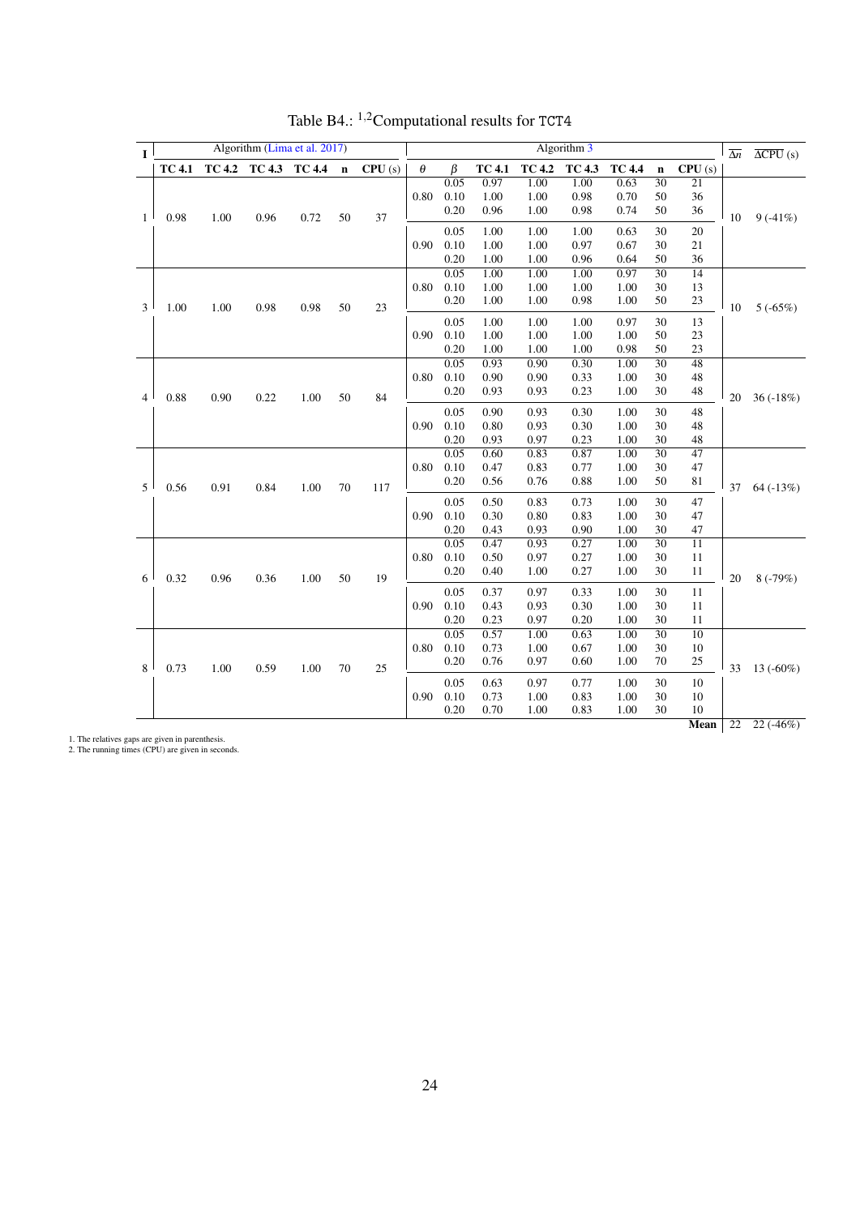Table B4.: [1,2]Computational results for TCT4

| I | Algorithm (Lima et al. 2017) | | | | | | Algorithm 3 | | | | | | | | | $\overline{\Delta n}$ | $\overline{\Delta \text{CPU}}$ (s) |
|---|---|---|---|---|---|---|---|---|---|---|---|---|---|---|---|---|---|
| | **TC 4.1** | **TC 4.2** | **TC 4.3** | **TC 4.4** | **n** | **CPU** (s) | $\theta$ | $\beta$ | **TC 4.1** | **TC 4.2** | **TC 4.3** | **TC 4.4** | **n** | **CPU** (s) | | | |
| 1 | 0.98 | 1.00 | 0.96 | 0.72 | 50 | 37 | 0.80 | 0.05 | 0.97 | 1.00 | 1.00 | 0.63 | 30 | 21 | | 10 | 9 (-41%) |
| | | | | | | | | 0.10 | 1.00 | 1.00 | 0.98 | 0.70 | 50 | 36 | | | |
| | | | | | | | | 0.20 | 0.96 | 1.00 | 0.98 | 0.74 | 50 | 36 | | | |
| | | | | | | | 0.90 | 0.05 | 1.00 | 1.00 | 1.00 | 0.63 | 30 | 20 | | | |
| | | | | | | | | 0.10 | 1.00 | 1.00 | 0.97 | 0.67 | 30 | 21 | | | |
| | | | | | | | | 0.20 | 1.00 | 1.00 | 0.96 | 0.64 | 50 | 36 | | | |
| 3 | 1.00 | 1.00 | 0.98 | 0.98 | 50 | 23 | 0.80 | 0.05 | 1.00 | 1.00 | 1.00 | 0.97 | 30 | 14 | | 10 | 5 (-65%) |
| | | | | | | | | 0.10 | 1.00 | 1.00 | 1.00 | 1.00 | 30 | 13 | | | |
| | | | | | | | | 0.20 | 1.00 | 1.00 | 0.98 | 1.00 | 50 | 23 | | | |
| | | | | | | | 0.90 | 0.05 | 1.00 | 1.00 | 1.00 | 0.97 | 30 | 13 | | | |
| | | | | | | | | 0.10 | 1.00 | 1.00 | 1.00 | 1.00 | 50 | 23 | | | |
| | | | | | | | | 0.20 | 1.00 | 1.00 | 1.00 | 0.98 | 50 | 23 | | | |
| 4 | 0.88 | 0.90 | 0.22 | 1.00 | 50 | 84 | 0.80 | 0.05 | 0.93 | 0.90 | 0.30 | 1.00 | 30 | 48 | | 20 | 36 (-18%) |
| | | | | | | | | 0.10 | 0.90 | 0.90 | 0.33 | 1.00 | 30 | 48 | | | |
| | | | | | | | | 0.20 | 0.93 | 0.93 | 0.23 | 1.00 | 30 | 48 | | | |
| | | | | | | | 0.90 | 0.05 | 0.90 | 0.93 | 0.30 | 1.00 | 30 | 48 | | | |
| | | | | | | | | 0.10 | 0.80 | 0.93 | 0.30 | 1.00 | 30 | 48 | | | |
| | | | | | | | | 0.20 | 0.93 | 0.97 | 0.23 | 1.00 | 30 | 48 | | | |
| 5 | 0.56 | 0.91 | 0.84 | 1.00 | 70 | 117 | 0.80 | 0.05 | 0.60 | 0.83 | 0.87 | 1.00 | 30 | 47 | | 37 | 64 (-13%) |
| | | | | | | | | 0.10 | 0.47 | 0.83 | 0.77 | 1.00 | 30 | 47 | | | |
| | | | | | | | | 0.20 | 0.56 | 0.76 | 0.88 | 1.00 | 50 | 81 | | | |
| | | | | | | | 0.90 | 0.05 | 0.50 | 0.83 | 0.73 | 1.00 | 30 | 47 | | | |
| | | | | | | | | 0.10 | 0.30 | 0.80 | 0.83 | 1.00 | 30 | 47 | | | |
| | | | | | | | | 0.20 | 0.43 | 0.93 | 0.90 | 1.00 | 30 | 47 | | | |
| 6 | 0.32 | 0.96 | 0.36 | 1.00 | 50 | 19 | 0.80 | 0.05 | 0.47 | 0.93 | 0.27 | 1.00 | 30 | 11 | | 20 | 8 (-79%) |
| | | | | | | | | 0.10 | 0.50 | 0.97 | 0.27 | 1.00 | 30 | 11 | | | |
| | | | | | | | | 0.20 | 0.40 | 1.00 | 0.27 | 1.00 | 30 | 11 | | | |
| | | | | | | | 0.90 | 0.05 | 0.37 | 0.97 | 0.33 | 1.00 | 30 | 11 | | | |
| | | | | | | | | 0.10 | 0.43 | 0.93 | 0.30 | 1.00 | 30 | 11 | | | |
| | | | | | | | | 0.20 | 0.23 | 0.97 | 0.20 | 1.00 | 30 | 11 | | | |
| 8 | 0.73 | 1.00 | 0.59 | 1.00 | 70 | 25 | 0.80 | 0.05 | 0.57 | 1.00 | 0.63 | 1.00 | 30 | 10 | | 33 | 13 (-60%) |
| | | | | | | | | 0.10 | 0.73 | 1.00 | 0.67 | 1.00 | 30 | 10 | | | |
| | | | | | | | | 0.20 | 0.76 | 0.97 | 0.60 | 1.00 | 70 | 25 | | | |
| | | | | | | | 0.90 | 0.05 | 0.63 | 0.97 | 0.77 | 1.00 | 30 | 10 | | | |
| | | | | | | | | 0.10 | 0.73 | 1.00 | 0.83 | 1.00 | 30 | 10 | | | |
| | | | | | | | | 0.20 | 0.70 | 1.00 | 0.83 | 1.00 | 30 | 10 | | | |
| | | | | | | | | | | | | | | **Mean** | | 22 | 22 (-46%) |

1. The relatives gaps are given in parenthesis.
2. The running times (CPU) are given in seconds.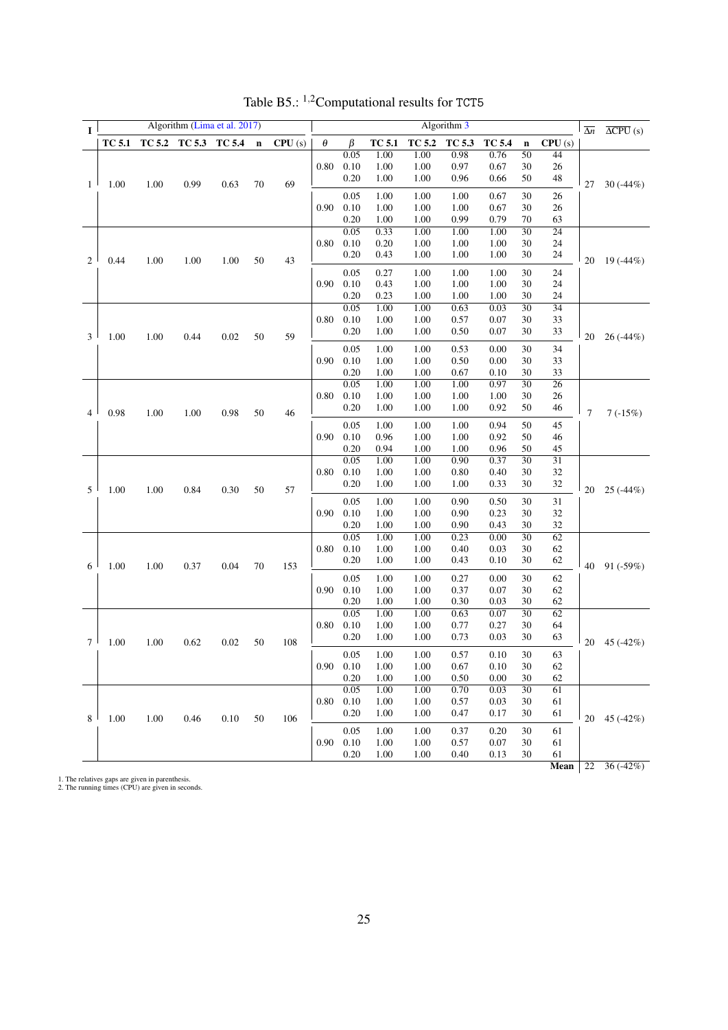Table B5.: [1,2]Computational results for TCT5

| I | Algorithm (Lima et al. 2017) | | | | | | Algorithm 3 | | | | | | | | $\overline{\Delta n}$ | $\overline{\Delta \text{CPU}}$ (s) |
|---|---|---|---|---|---|---|---|---|---|---|---|---|---|---|---|---|
| | **TC 5.1** | **TC 5.2** | **TC 5.3** | **TC 5.4** | **n** | **CPU** (s) | $\theta$ | $\beta$ | **TC 5.1** | **TC 5.2** | **TC 5.3** | **TC 5.4** | **n** | **CPU** (s) | | |
| 1 | 1.00 | 1.00 | 0.99 | 0.63 | 70 | 69 | 0.80 | 0.05 | 1.00 | 1.00 | 0.98 | 0.76 | 50 | 44 | 27 | 30 (-44%) |
| | | | | | | | | 0.10 | 1.00 | 1.00 | 0.97 | 0.67 | 30 | 26 | | |
| | | | | | | | | 0.20 | 1.00 | 1.00 | 0.96 | 0.66 | 50 | 48 | | |
| | | | | | | | 0.90 | 0.05 | 1.00 | 1.00 | 1.00 | 0.67 | 30 | 26 | | |
| | | | | | | | | 0.10 | 1.00 | 1.00 | 1.00 | 0.67 | 30 | 26 | | |
| | | | | | | | | 0.20 | 1.00 | 1.00 | 0.99 | 0.79 | 70 | 63 | | |
| 2 | 0.44 | 1.00 | 1.00 | 1.00 | 50 | 43 | 0.80 | 0.05 | 0.33 | 1.00 | 1.00 | 1.00 | 30 | 24 | 20 | 19 (-44%) |
| | | | | | | | | 0.10 | 0.20 | 1.00 | 1.00 | 1.00 | 30 | 24 | | |
| | | | | | | | | 0.20 | 0.43 | 1.00 | 1.00 | 1.00 | 30 | 24 | | |
| | | | | | | | 0.90 | 0.05 | 0.27 | 1.00 | 1.00 | 1.00 | 30 | 24 | | |
| | | | | | | | | 0.10 | 0.43 | 1.00 | 1.00 | 1.00 | 30 | 24 | | |
| | | | | | | | | 0.20 | 0.23 | 1.00 | 1.00 | 1.00 | 30 | 24 | | |
| 3 | 1.00 | 1.00 | 0.44 | 0.02 | 50 | 59 | 0.80 | 0.05 | 1.00 | 1.00 | 0.63 | 0.03 | 30 | 34 | 20 | 26 (-44%) |
| | | | | | | | | 0.10 | 1.00 | 1.00 | 0.57 | 0.07 | 30 | 33 | | |
| | | | | | | | | 0.20 | 1.00 | 1.00 | 0.50 | 0.07 | 30 | 33 | | |
| | | | | | | | 0.90 | 0.05 | 1.00 | 1.00 | 0.53 | 0.00 | 30 | 34 | | |
| | | | | | | | | 0.10 | 1.00 | 1.00 | 0.50 | 0.00 | 30 | 33 | | |
| | | | | | | | | 0.20 | 1.00 | 1.00 | 0.67 | 0.10 | 30 | 33 | | |
| 4 | 0.98 | 1.00 | 1.00 | 0.98 | 50 | 46 | 0.80 | 0.05 | 1.00 | 1.00 | 1.00 | 0.97 | 30 | 26 | 7 | 7 (-15%) |
| | | | | | | | | 0.10 | 1.00 | 1.00 | 1.00 | 1.00 | 30 | 26 | | |
| | | | | | | | | 0.20 | 1.00 | 1.00 | 1.00 | 0.92 | 50 | 46 | | |
| | | | | | | | 0.90 | 0.05 | 1.00 | 1.00 | 1.00 | 0.94 | 50 | 45 | | |
| | | | | | | | | 0.10 | 0.96 | 1.00 | 1.00 | 0.92 | 50 | 46 | | |
| | | | | | | | | 0.20 | 0.94 | 1.00 | 1.00 | 0.96 | 50 | 45 | | |
| 5 | 1.00 | 1.00 | 0.84 | 0.30 | 50 | 57 | 0.80 | 0.05 | 1.00 | 1.00 | 0.90 | 0.37 | 30 | 31 | 20 | 25 (-44%) |
| | | | | | | | | 0.10 | 1.00 | 1.00 | 0.80 | 0.40 | 30 | 32 | | |
| | | | | | | | | 0.20 | 1.00 | 1.00 | 1.00 | 0.33 | 30 | 32 | | |
| | | | | | | | 0.90 | 0.05 | 1.00 | 1.00 | 0.90 | 0.50 | 30 | 31 | | |
| | | | | | | | | 0.10 | 1.00 | 1.00 | 0.90 | 0.23 | 30 | 32 | | |
| | | | | | | | | 0.20 | 1.00 | 1.00 | 0.90 | 0.43 | 30 | 32 | | |
| 6 | 1.00 | 1.00 | 0.37 | 0.04 | 70 | 153 | 0.80 | 0.05 | 1.00 | 1.00 | 0.23 | 0.00 | 30 | 62 | 40 | 91 (-59%) |
| | | | | | | | | 0.10 | 1.00 | 1.00 | 0.40 | 0.03 | 30 | 62 | | |
| | | | | | | | | 0.20 | 1.00 | 1.00 | 0.43 | 0.10 | 30 | 62 | | |
| | | | | | | | 0.90 | 0.05 | 1.00 | 1.00 | 0.27 | 0.00 | 30 | 62 | | |
| | | | | | | | | 0.10 | 1.00 | 1.00 | 0.37 | 0.07 | 30 | 62 | | |
| | | | | | | | | 0.20 | 1.00 | 1.00 | 0.30 | 0.03 | 30 | 62 | | |
| 7 | 1.00 | 1.00 | 0.62 | 0.02 | 50 | 108 | 0.80 | 0.05 | 1.00 | 1.00 | 0.63 | 0.07 | 30 | 62 | 20 | 45 (-42%) |
| | | | | | | | | 0.10 | 1.00 | 1.00 | 0.77 | 0.27 | 30 | 64 | | |
| | | | | | | | | 0.20 | 1.00 | 1.00 | 0.73 | 0.03 | 30 | 63 | | |
| | | | | | | | 0.90 | 0.05 | 1.00 | 1.00 | 0.57 | 0.10 | 30 | 63 | | |
| | | | | | | | | 0.10 | 1.00 | 1.00 | 0.67 | 0.10 | 30 | 62 | | |
| | | | | | | | | 0.20 | 1.00 | 1.00 | 0.50 | 0.00 | 30 | 62 | | |
| 8 | 1.00 | 1.00 | 0.46 | 0.10 | 50 | 106 | 0.80 | 0.05 | 1.00 | 1.00 | 0.70 | 0.03 | 30 | 61 | 20 | 45 (-42%) |
| | | | | | | | | 0.10 | 1.00 | 1.00 | 0.57 | 0.03 | 30 | 61 | | |
| | | | | | | | | 0.20 | 1.00 | 1.00 | 0.47 | 0.17 | 30 | 61 | | |
| | | | | | | | 0.90 | 0.05 | 1.00 | 1.00 | 0.37 | 0.20 | 30 | 61 | | |
| | | | | | | | | 0.10 | 1.00 | 1.00 | 0.57 | 0.07 | 30 | 61 | | |
| | | | | | | | | 0.20 | 1.00 | 1.00 | 0.40 | 0.13 | 30 | 61 | | |
| | | | | | | | | | | | | | | **Mean** | 22 | 36 (-42%) |

1. The relatives gaps are given in parenthesis.
2. The running times (CPU) are given in seconds.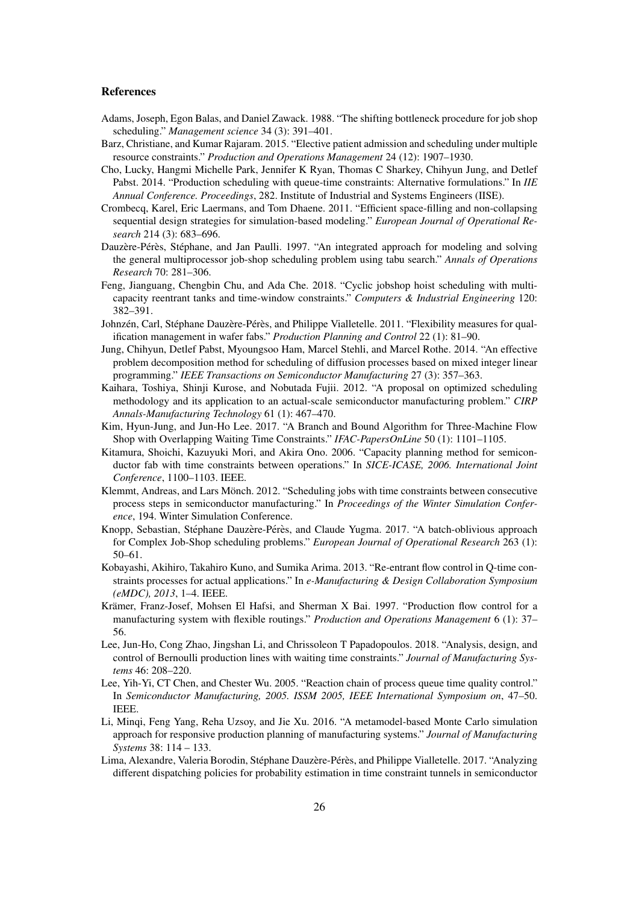### References

Adams, Joseph, Egon Balas, and Daniel Zawack. 1988. "The shifting bottleneck procedure for job shop scheduling." *Management science* 34 (3): 391–401.

Barz, Christiane, and Kumar Rajaram. 2015. "Elective patient admission and scheduling under multiple resource constraints." *Production and Operations Management* 24 (12): 1907–1930.

Cho, Lucky, Hangmi Michelle Park, Jennifer K Ryan, Thomas C Sharkey, Chihyun Jung, and Detlef Pabst. 2014. "Production scheduling with queue-time constraints: Alternative formulations." In *IIE Annual Conference. Proceedings*, 282. Institute of Industrial and Systems Engineers (IISE).

Crombecq, Karel, Eric Laermans, and Tom Dhaene. 2011. "Efficient space-filling and non-collapsing sequential design strategies for simulation-based modeling." *European Journal of Operational Research* 214 (3): 683–696.

Dauzère-Pérès, Stéphane, and Jan Paulli. 1997. "An integrated approach for modeling and solving the general multiprocessor job-shop scheduling problem using tabu search." *Annals of Operations Research* 70: 281–306.

Feng, Jianguang, Chengbin Chu, and Ada Che. 2018. "Cyclic jobshop hoist scheduling with multi-capacity reentrant tanks and time-window constraints." *Computers & Industrial Engineering* 120: 382–391.

Johnzén, Carl, Stéphane Dauzère-Pérès, and Philippe Vialletelle. 2011. "Flexibility measures for qualification management in wafer fabs." *Production Planning and Control* 22 (1): 81–90.

Jung, Chihyun, Detlef Pabst, Myoungsoo Ham, Marcel Stehli, and Marcel Rothe. 2014. "An effective problem decomposition method for scheduling of diffusion processes based on mixed integer linear programming." *IEEE Transactions on Semiconductor Manufacturing* 27 (3): 357–363.

Kaihara, Toshiya, Shinji Kurose, and Nobutada Fujii. 2012. "A proposal on optimized scheduling methodology and its application to an actual-scale semiconductor manufacturing problem." *CIRP Annals-Manufacturing Technology* 61 (1): 467–470.

Kim, Hyun-Jung, and Jun-Ho Lee. 2017. "A Branch and Bound Algorithm for Three-Machine Flow Shop with Overlapping Waiting Time Constraints." *IFAC-PapersOnLine* 50 (1): 1101–1105.

Kitamura, Shoichi, Kazuyuki Mori, and Akira Ono. 2006. "Capacity planning method for semiconductor fab with time constraints between operations." In *SICE-ICASE, 2006. International Joint Conference*, 1100–1103. IEEE.

Klemmt, Andreas, and Lars Mönch. 2012. "Scheduling jobs with time constraints between consecutive process steps in semiconductor manufacturing." In *Proceedings of the Winter Simulation Conference*, 194. Winter Simulation Conference.

Knopp, Sebastian, Stéphane Dauzère-Pérès, and Claude Yugma. 2017. "A batch-oblivious approach for Complex Job-Shop scheduling problems." *European Journal of Operational Research* 263 (1): 50–61.

Kobayashi, Akihiro, Takahiro Kuno, and Sumika Arima. 2013. "Re-entrant flow control in Q-time constraints processes for actual applications." In *e-Manufacturing & Design Collaboration Symposium (eMDC), 2013*, 1–4. IEEE.

Krämer, Franz-Josef, Mohsen El Hafsi, and Sherman X Bai. 1997. "Production flow control for a manufacturing system with flexible routings." *Production and Operations Management* 6 (1): 37–56.

Lee, Jun-Ho, Cong Zhao, Jingshan Li, and Chrissoleon T Papadopoulos. 2018. "Analysis, design, and control of Bernoulli production lines with waiting time constraints." *Journal of Manufacturing Systems* 46: 208–220.

Lee, Yih-Yi, CT Chen, and Chester Wu. 2005. "Reaction chain of process queue time quality control." In *Semiconductor Manufacturing, 2005. ISSM 2005, IEEE International Symposium on*, 47–50. IEEE.

Li, Minqi, Feng Yang, Reha Uzsoy, and Jie Xu. 2016. "A metamodel-based Monte Carlo simulation approach for responsive production planning of manufacturing systems." *Journal of Manufacturing Systems* 38: 114 – 133.

Lima, Alexandre, Valeria Borodin, Stéphane Dauzère-Pérès, and Philippe Vialletelle. 2017. "Analyzing different dispatching policies for probability estimation in time constraint tunnels in semiconductor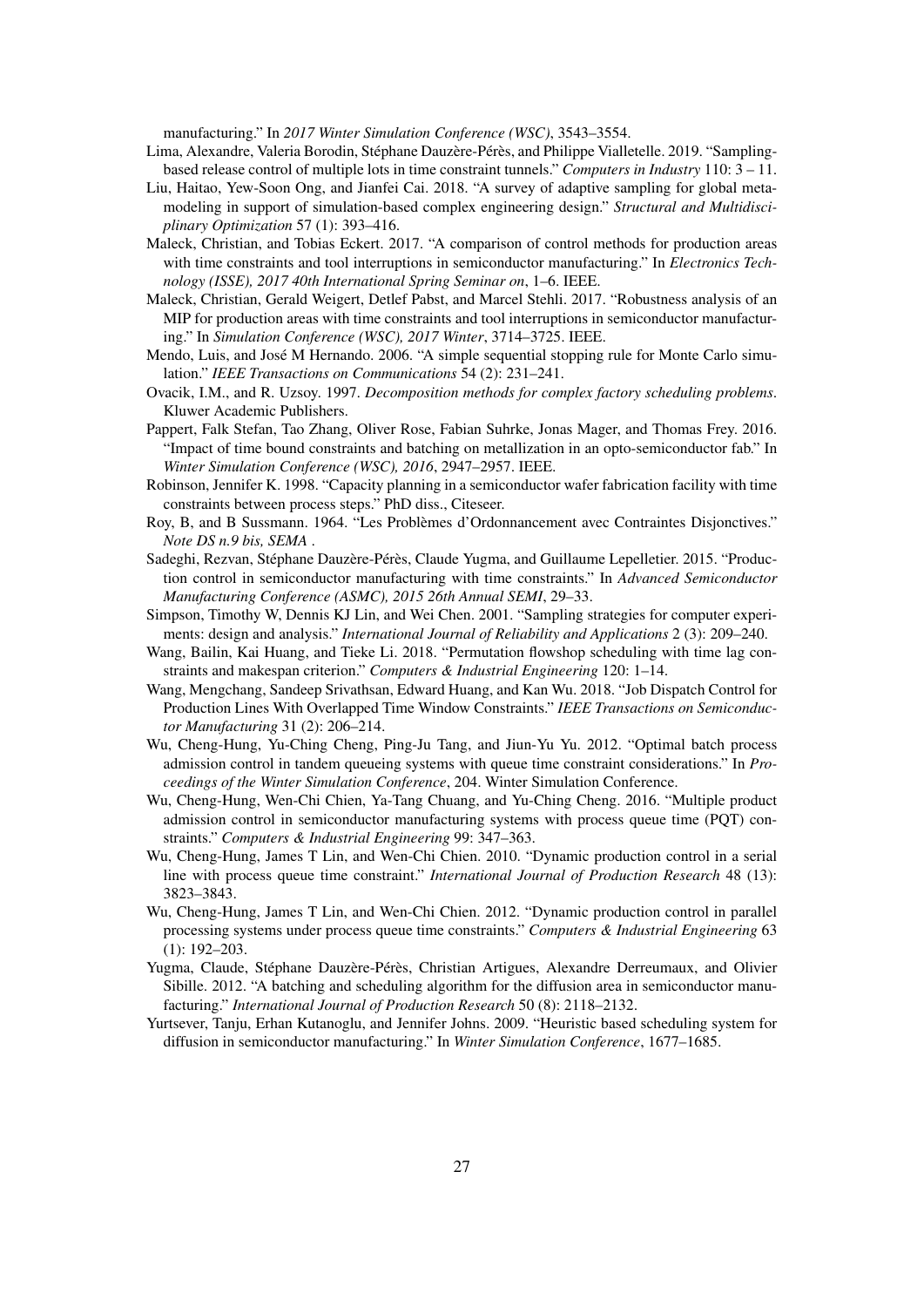manufacturing." In *2017 Winter Simulation Conference (WSC)*, 3543–3554.

Lima, Alexandre, Valeria Borodin, Stéphane Dauzère-Pérès, and Philippe Vialletelle. 2019. "Sampling-based release control of multiple lots in time constraint tunnels." *Computers in Industry* 110: 3 – 11.

Liu, Haitao, Yew-Soon Ong, and Jianfei Cai. 2018. "A survey of adaptive sampling for global metamodeling in support of simulation-based complex engineering design." *Structural and Multidisciplinary Optimization* 57 (1): 393–416.

Maleck, Christian, and Tobias Eckert. 2017. "A comparison of control methods for production areas with time constraints and tool interruptions in semiconductor manufacturing." In *Electronics Technology (ISSE), 2017 40th International Spring Seminar on*, 1–6. IEEE.

Maleck, Christian, Gerald Weigert, Detlef Pabst, and Marcel Stehli. 2017. "Robustness analysis of an MIP for production areas with time constraints and tool interruptions in semiconductor manufacturing." In *Simulation Conference (WSC), 2017 Winter*, 3714–3725. IEEE.

Mendo, Luis, and José M Hernando. 2006. "A simple sequential stopping rule for Monte Carlo simulation." *IEEE Transactions on Communications* 54 (2): 231–241.

Ovacik, I.M., and R. Uzsoy. 1997. *Decomposition methods for complex factory scheduling problems*. Kluwer Academic Publishers.

Pappert, Falk Stefan, Tao Zhang, Oliver Rose, Fabian Suhrke, Jonas Mager, and Thomas Frey. 2016. "Impact of time bound constraints and batching on metallization in an opto-semiconductor fab." In *Winter Simulation Conference (WSC), 2016*, 2947–2957. IEEE.

Robinson, Jennifer K. 1998. "Capacity planning in a semiconductor wafer fabrication facility with time constraints between process steps." PhD diss., Citeseer.

Roy, B, and B Sussmann. 1964. "Les Problèmes d'Ordonnancement avec Contraintes Disjonctives." *Note DS n.9 bis, SEMA* .

Sadeghi, Rezvan, Stéphane Dauzère-Pérès, Claude Yugma, and Guillaume Lepelletier. 2015. "Production control in semiconductor manufacturing with time constraints." In *Advanced Semiconductor Manufacturing Conference (ASMC), 2015 26th Annual SEMI*, 29–33.

Simpson, Timothy W, Dennis KJ Lin, and Wei Chen. 2001. "Sampling strategies for computer experiments: design and analysis." *International Journal of Reliability and Applications* 2 (3): 209–240.

Wang, Bailin, Kai Huang, and Tieke Li. 2018. "Permutation flowshop scheduling with time lag constraints and makespan criterion." *Computers & Industrial Engineering* 120: 1–14.

Wang, Mengchang, Sandeep Srivathsan, Edward Huang, and Kan Wu. 2018. "Job Dispatch Control for Production Lines With Overlapped Time Window Constraints." *IEEE Transactions on Semiconductor Manufacturing* 31 (2): 206–214.

Wu, Cheng-Hung, Yu-Ching Cheng, Ping-Ju Tang, and Jiun-Yu Yu. 2012. "Optimal batch process admission control in tandem queueing systems with queue time constraint considerations." In *Proceedings of the Winter Simulation Conference*, 204. Winter Simulation Conference.

Wu, Cheng-Hung, Wen-Chi Chien, Ya-Tang Chuang, and Yu-Ching Cheng. 2016. "Multiple product admission control in semiconductor manufacturing systems with process queue time (PQT) constraints." *Computers & Industrial Engineering* 99: 347–363.

Wu, Cheng-Hung, James T Lin, and Wen-Chi Chien. 2010. "Dynamic production control in a serial line with process queue time constraint." *International Journal of Production Research* 48 (13): 3823–3843.

Wu, Cheng-Hung, James T Lin, and Wen-Chi Chien. 2012. "Dynamic production control in parallel processing systems under process queue time constraints." *Computers & Industrial Engineering* 63 (1): 192–203.

Yugma, Claude, Stéphane Dauzère-Pérès, Christian Artigues, Alexandre Derreumaux, and Olivier Sibille. 2012. "A batching and scheduling algorithm for the diffusion area in semiconductor manufacturing." *International Journal of Production Research* 50 (8): 2118–2132.

Yurtsever, Tanju, Erhan Kutanoglu, and Jennifer Johns. 2009. "Heuristic based scheduling system for diffusion in semiconductor manufacturing." In *Winter Simulation Conference*, 1677–1685.